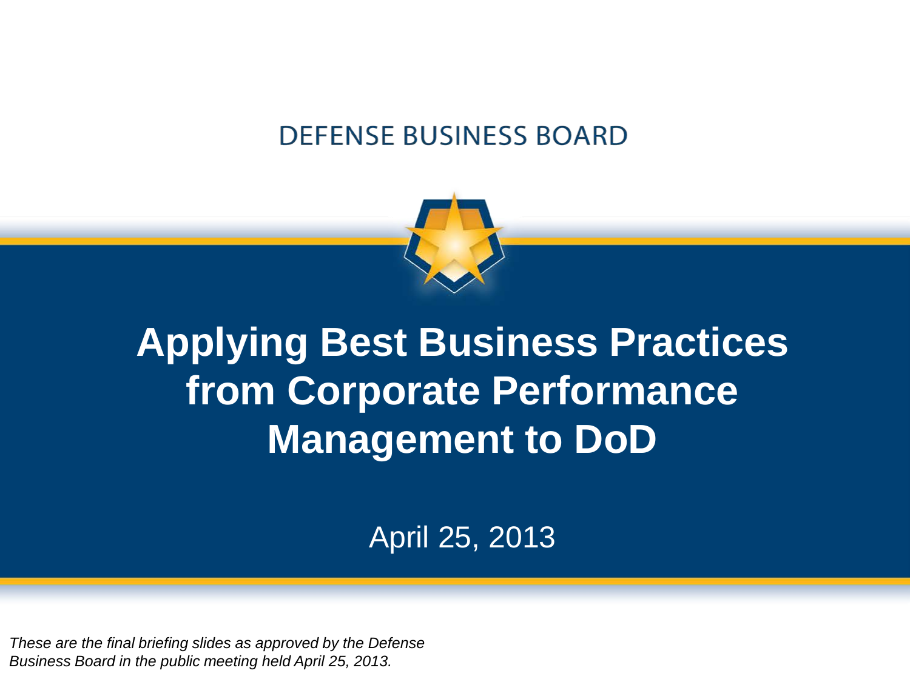DEFENSE BUSINESS BOARD

# Applying Best Business Practices from Corporate Performance Management to DoD

April 25, 2013

*These are the final briefing slides as approved by the Defense Business Board in the public meeting held April 25, 2013.*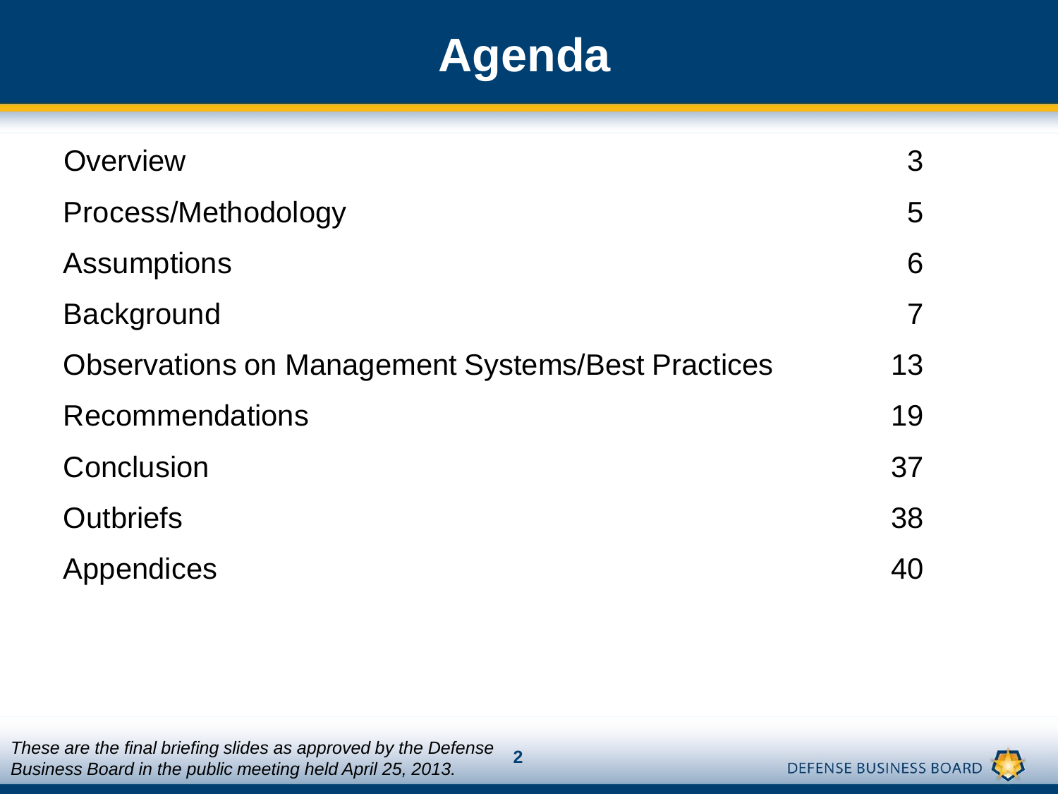# Agenda

| | |
|---|---|
| Overview | 3 |
| Process/Methodology | 5 |
| Assumptions | 6 |
| Background | 7 |
| Observations on Management Systems/Best Practices | 13 |
| Recommendations | 19 |
| Conclusion | 37 |
| Outbriefs | 38 |
| Appendices | 40 |

*These are the final briefing slides as approved by the Defense Business Board in the public meeting held April 25, 2013.*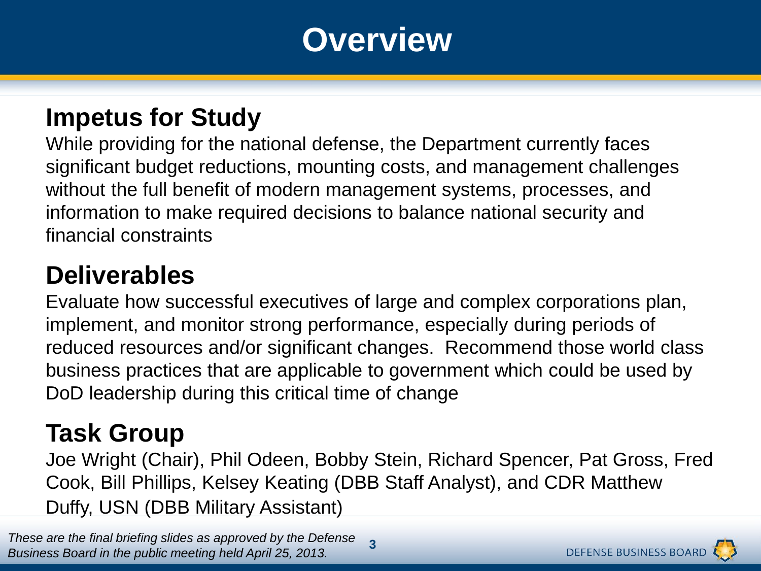# Overview

## Impetus for Study

While providing for the national defense, the Department currently faces significant budget reductions, mounting costs, and management challenges without the full benefit of modern management systems, processes, and information to make required decisions to balance national security and financial constraints

## Deliverables

Evaluate how successful executives of large and complex corporations plan, implement, and monitor strong performance, especially during periods of reduced resources and/or significant changes. Recommend those world class business practices that are applicable to government which could be used by DoD leadership during this critical time of change

## Task Group

Joe Wright (Chair), Phil Odeen, Bobby Stein, Richard Spencer, Pat Gross, Fred Cook, Bill Phillips, Kelsey Keating (DBB Staff Analyst), and CDR Matthew Duffy, USN (DBB Military Assistant)

*These are the final briefing slides as approved by the Defense Business Board in the public meeting held April 25, 2013.*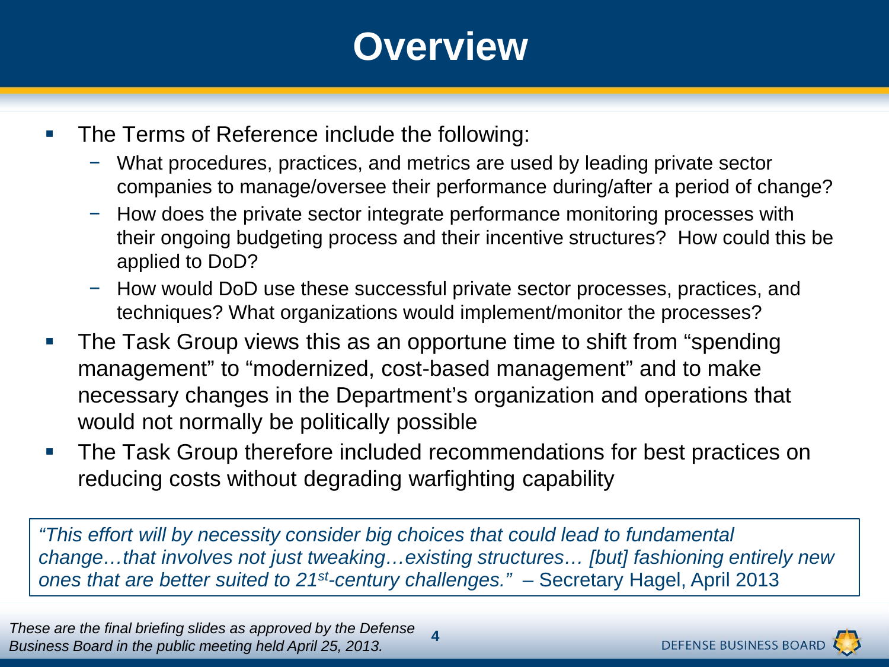# Overview

- The Terms of Reference include the following:
  - What procedures, practices, and metrics are used by leading private sector companies to manage/oversee their performance during/after a period of change?
  - How does the private sector integrate performance monitoring processes with their ongoing budgeting process and their incentive structures? How could this be applied to DoD?
  - How would DoD use these successful private sector processes, practices, and techniques? What organizations would implement/monitor the processes?
- The Task Group views this as an opportune time to shift from "spending management" to "modernized, cost-based management" and to make necessary changes in the Department's organization and operations that would not normally be politically possible
- The Task Group therefore included recommendations for best practices on reducing costs without degrading warfighting capability

> *"This effort will by necessity consider big choices that could lead to fundamental change…that involves not just tweaking…existing structures… [but] fashioning entirely new ones that are better suited to 21st-century challenges."* – Secretary Hagel, April 2013

*These are the final briefing slides as approved by the Defense Business Board in the public meeting held April 25, 2013.*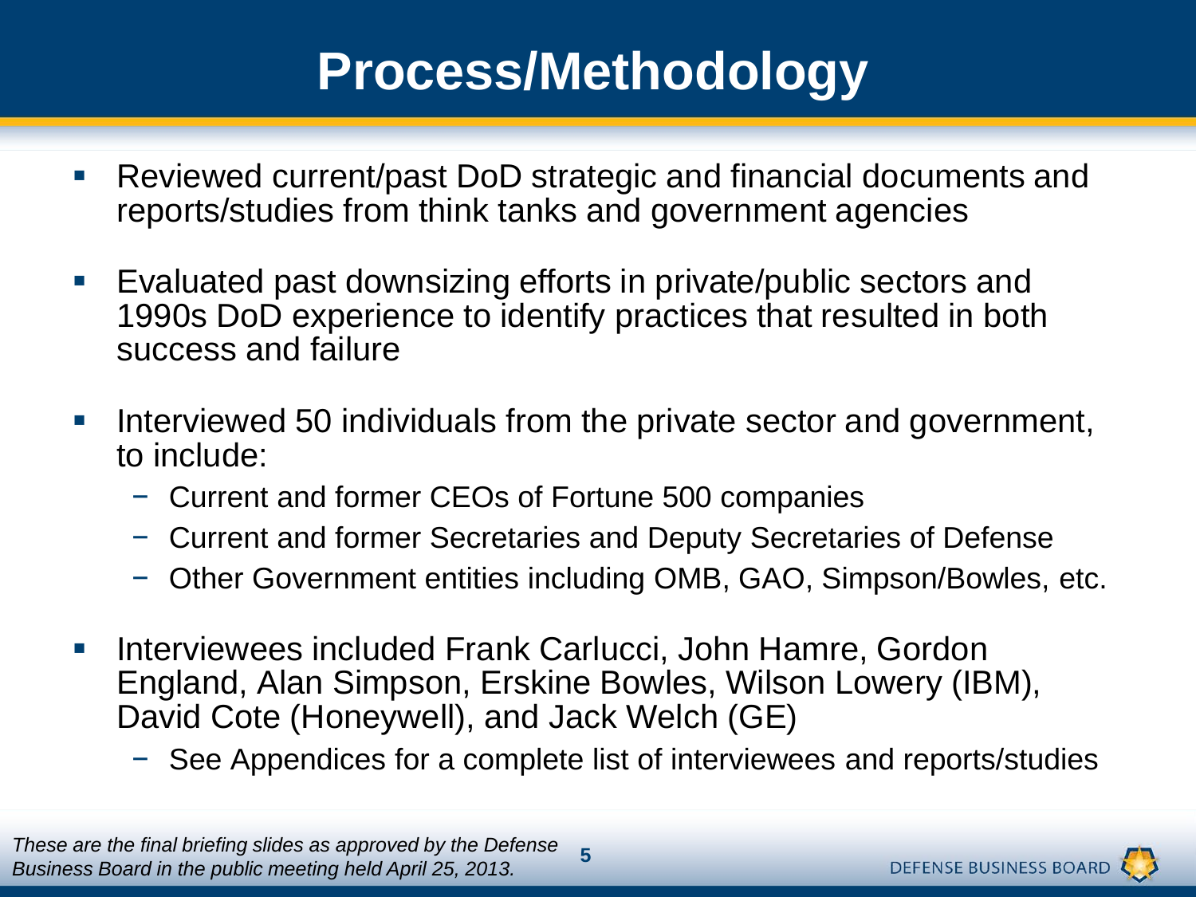# Process/Methodology

- Reviewed current/past DoD strategic and financial documents and reports/studies from think tanks and government agencies
- Evaluated past downsizing efforts in private/public sectors and 1990s DoD experience to identify practices that resulted in both success and failure
- Interviewed 50 individuals from the private sector and government, to include:
  - Current and former CEOs of Fortune 500 companies
  - Current and former Secretaries and Deputy Secretaries of Defense
  - Other Government entities including OMB, GAO, Simpson/Bowles, etc.
- Interviewees included Frank Carlucci, John Hamre, Gordon England, Alan Simpson, Erskine Bowles, Wilson Lowery (IBM), David Cote (Honeywell), and Jack Welch (GE)
  - See Appendices for a complete list of interviewees and reports/studies

*These are the final briefing slides as approved by the Defense Business Board in the public meeting held April 25, 2013.*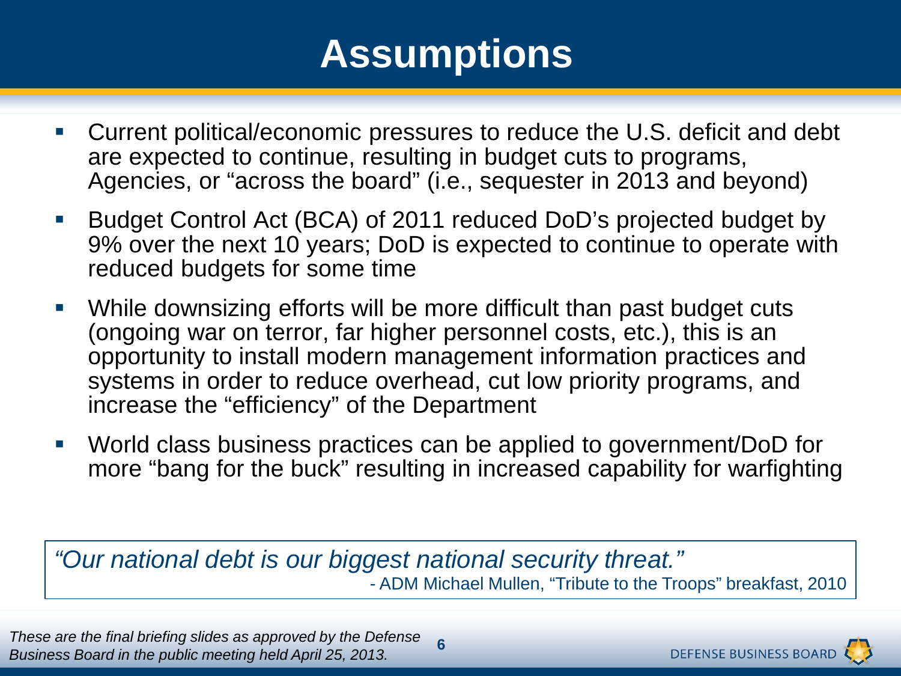# Assumptions

- Current political/economic pressures to reduce the U.S. deficit and debt are expected to continue, resulting in budget cuts to programs, Agencies, or "across the board" (i.e., sequester in 2013 and beyond)
- Budget Control Act (BCA) of 2011 reduced DoD's projected budget by 9% over the next 10 years; DoD is expected to continue to operate with reduced budgets for some time
- While downsizing efforts will be more difficult than past budget cuts (ongoing war on terror, far higher personnel costs, etc.), this is an opportunity to install modern management information practices and systems in order to reduce overhead, cut low priority programs, and increase the "efficiency" of the Department
- World class business practices can be applied to government/DoD for more "bang for the buck" resulting in increased capability for warfighting

> *"Our national debt is our biggest national security threat."*
>
> \- ADM Michael Mullen, "Tribute to the Troops" breakfast, 2010

*These are the final briefing slides as approved by the Defense Business Board in the public meeting held April 25, 2013.*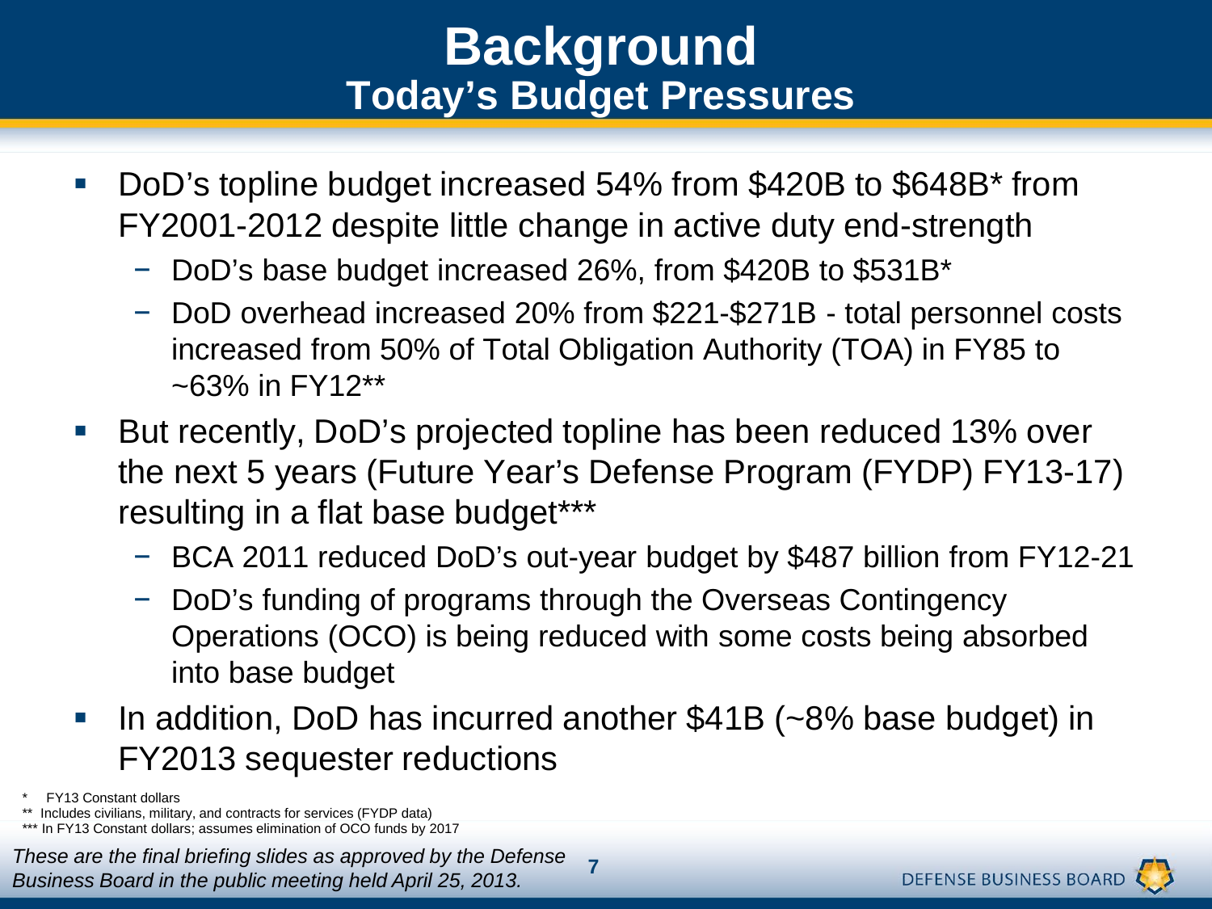# Background
## Today's Budget Pressures

- DoD's topline budget increased 54% from $420B to $648B* from FY2001-2012 despite little change in active duty end-strength
  - DoD's base budget increased 26%, from $420B to $531B*
  - DoD overhead increased 20% from $221-$271B - total personnel costs increased from 50% of Total Obligation Authority (TOA) in FY85 to ~63% in FY12**
- But recently, DoD's projected topline has been reduced 13% over the next 5 years (Future Year's Defense Program (FYDP) FY13-17) resulting in a flat base budget***
  - BCA 2011 reduced DoD's out-year budget by $487 billion from FY12-21
  - DoD's funding of programs through the Overseas Contingency Operations (OCO) is being reduced with some costs being absorbed into base budget
- In addition, DoD has incurred another $41B (~8% base budget) in FY2013 sequester reductions

\* FY13 Constant dollars

\** Includes civilians, military, and contracts for services (FYDP data)

\*** In FY13 Constant dollars; assumes elimination of OCO funds by 2017

*These are the final briefing slides as approved by the Defense Business Board in the public meeting held April 25, 2013.*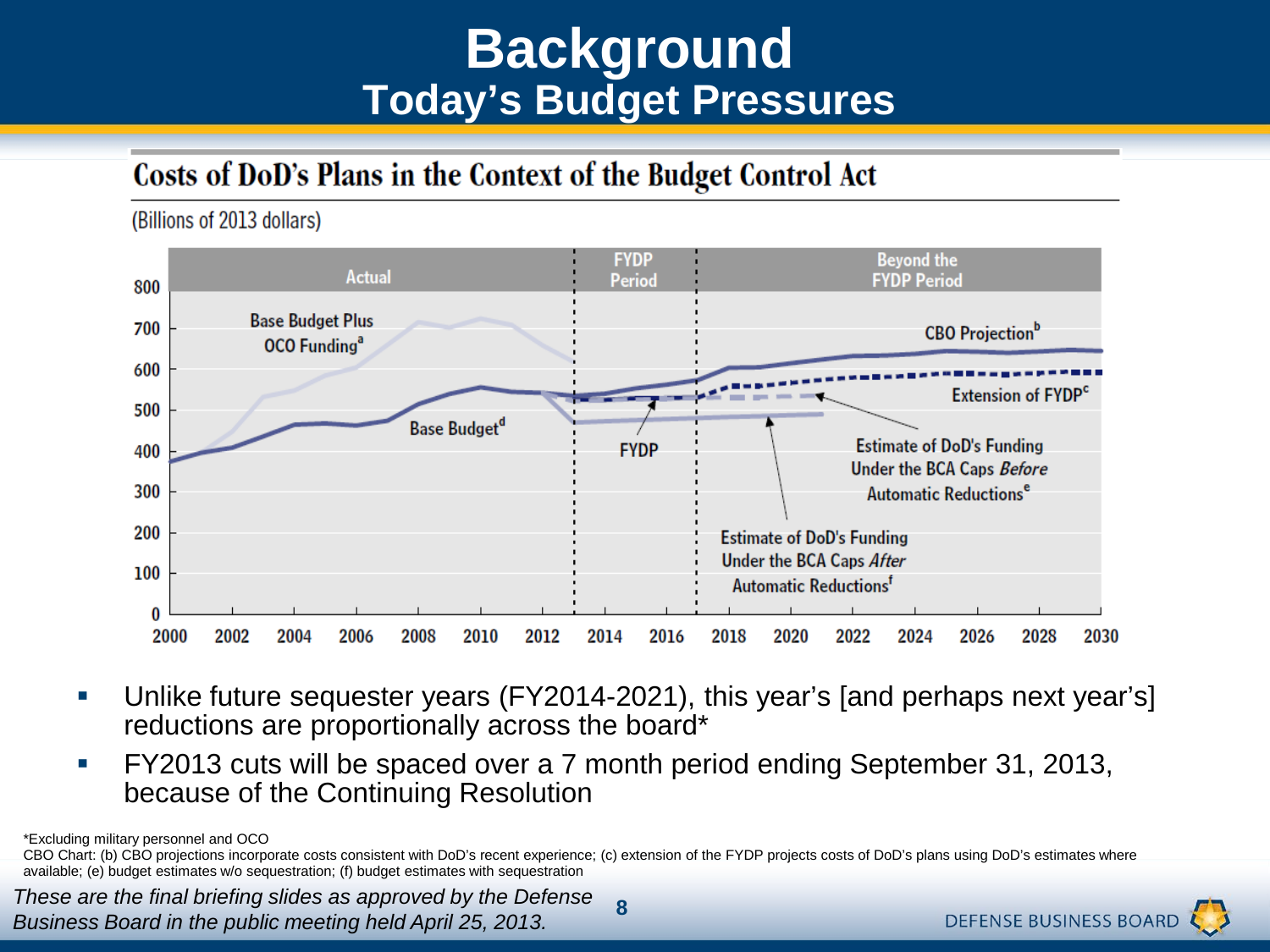# Background

## Today's Budget Pressures

### Costs of DoD's Plans in the Context of the Budget Control Act

(Billions of 2013 dollars)

Actual | FYDP Period | Beyond the FYDP Period

800, 700, 600, 500, 400, 300, 200, 100, 0

2000, 2002, 2004, 2006, 2008, 2010, 2012, 2014, 2016, 2018, 2020, 2022, 2024, 2026, 2028, 2030

Base Budget Plus OCO Funding[a]

Base Budget[d]

FYDP

CBO Projection[b]

Extension of FYDP[c]

Estimate of DoD's Funding Under the BCA Caps *Before* Automatic Reductions[e]

Estimate of DoD's Funding Under the BCA Caps *After* Automatic Reductions[f]

- Unlike future sequester years (FY2014-2021), this year's [and perhaps next year's] reductions are proportionally across the board*
- FY2013 cuts will be spaced over a 7 month period ending September 31, 2013, because of the Continuing Resolution

*Excluding military personnel and OCO

CBO Chart: (b) CBO projections incorporate costs consistent with DoD's recent experience; (c) extension of the FYDP projects costs of DoD's plans using DoD's estimates where available; (e) budget estimates w/o sequestration; (f) budget estimates with sequestration

*These are the final briefing slides as approved by the Defense Business Board in the public meeting held April 25, 2013.*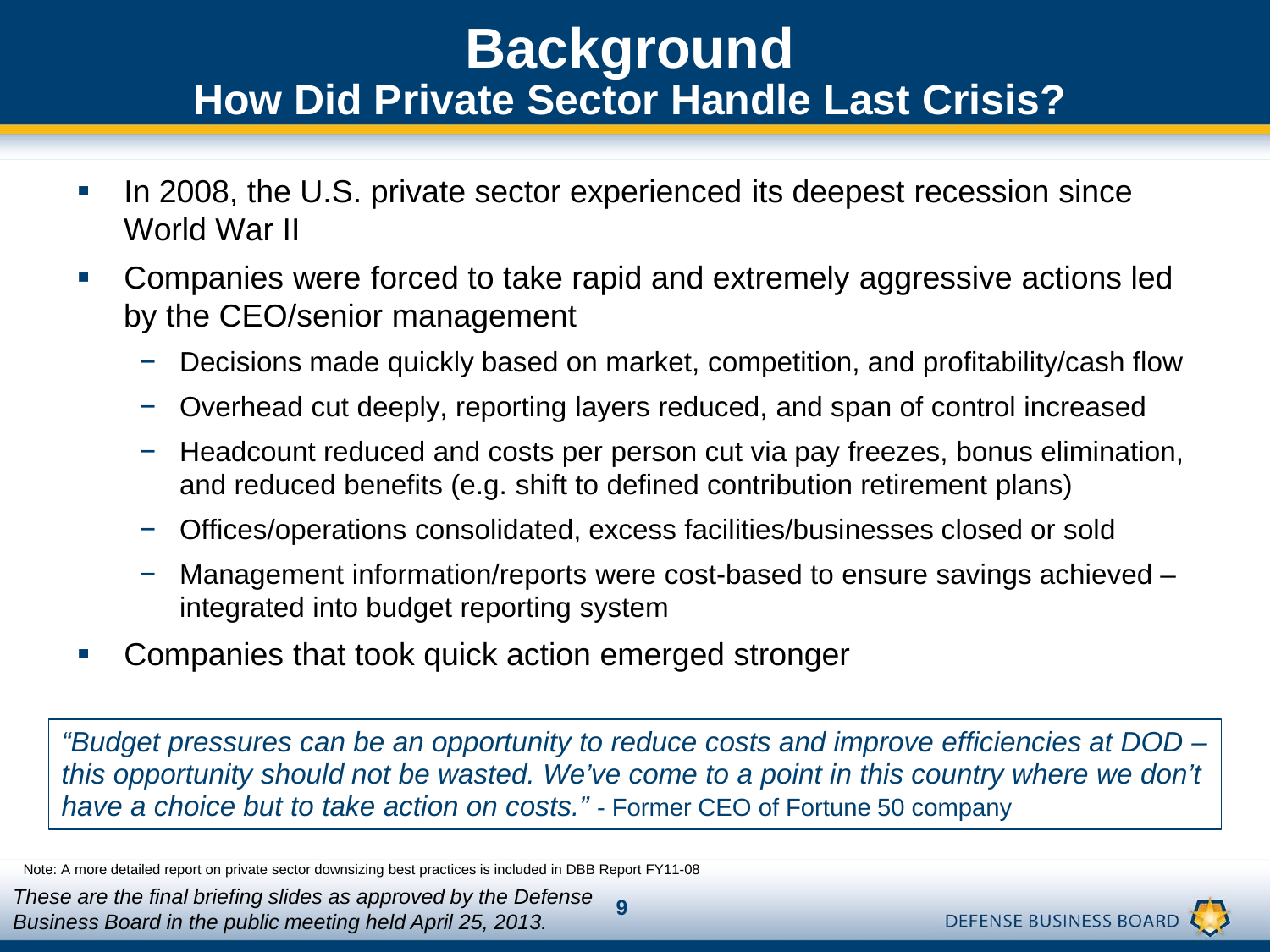# Background

## How Did Private Sector Handle Last Crisis?

- In 2008, the U.S. private sector experienced its deepest recession since World War II
- Companies were forced to take rapid and extremely aggressive actions led by the CEO/senior management
  - Decisions made quickly based on market, competition, and profitability/cash flow
  - Overhead cut deeply, reporting layers reduced, and span of control increased
  - Headcount reduced and costs per person cut via pay freezes, bonus elimination, and reduced benefits (e.g. shift to defined contribution retirement plans)
  - Offices/operations consolidated, excess facilities/businesses closed or sold
  - Management information/reports were cost-based to ensure savings achieved – integrated into budget reporting system
- Companies that took quick action emerged stronger

> *"Budget pressures can be an opportunity to reduce costs and improve efficiencies at DOD – this opportunity should not be wasted. We've come to a point in this country where we don't have a choice but to take action on costs."* - Former CEO of Fortune 50 company

Note: A more detailed report on private sector downsizing best practices is included in DBB Report FY11-08

*These are the final briefing slides as approved by the Defense Business Board in the public meeting held April 25, 2013.*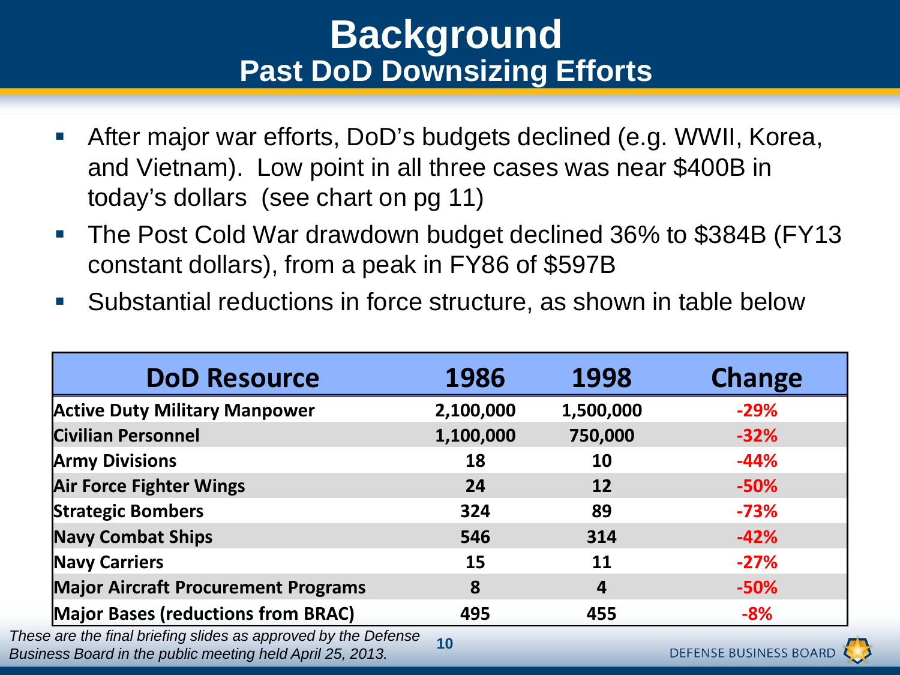# Background

## Past DoD Downsizing Efforts

- After major war efforts, DoD's budgets declined (e.g. WWII, Korea, and Vietnam). Low point in all three cases was near $400B in today's dollars (see chart on pg 11)
- The Post Cold War drawdown budget declined 36% to $384B (FY13 constant dollars), from a peak in FY86 of $597B
- Substantial reductions in force structure, as shown in table below

| DoD Resource | 1986 | 1998 | Change |
|---|---|---|---|
| **Active Duty Military Manpower** | **2,100,000** | **1,500,000** | **-29%** |
| **Civilian Personnel** | **1,100,000** | **750,000** | **-32%** |
| **Army Divisions** | **18** | **10** | **-44%** |
| **Air Force Fighter Wings** | **24** | **12** | **-50%** |
| **Strategic Bombers** | **324** | **89** | **-73%** |
| **Navy Combat Ships** | **546** | **314** | **-42%** |
| **Navy Carriers** | **15** | **11** | **-27%** |
| **Major Aircraft Procurement Programs** | **8** | **4** | **-50%** |
| **Major Bases (reductions from BRAC)** | **495** | **455** | **-8%** |

*These are the final briefing slides as approved by the Defense Business Board in the public meeting held April 25, 2013.*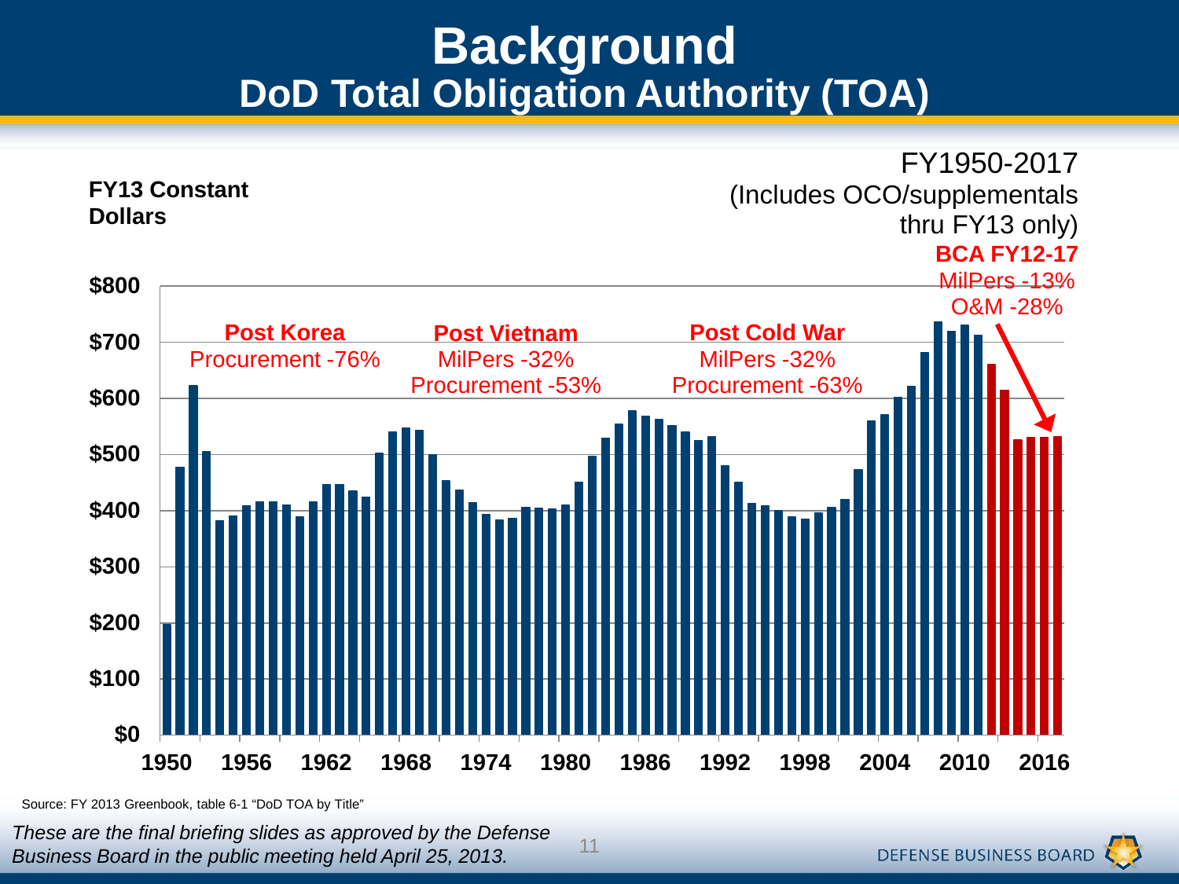# Background

## DoD Total Obligation Authority (TOA)

**FY13 Constant Dollars**

FY1950-2017
(Includes OCO/supplementals thru FY13 only)

**Post Korea**
Procurement -76%

**Post Vietnam**
MilPers -32%
Procurement -53%

**Post Cold War**
MilPers -32%
Procurement -63%

**BCA FY12-17**
MilPers -13%
O&M -28%

$800
$700
$600
$500
$400
$300
$200
$100
$0

1950 1956 1962 1968 1974 1980 1986 1992 1998 2004 2010 2016

Source: FY 2013 Greenbook, table 6-1 "DoD TOA by Title"

*These are the final briefing slides as approved by the Defense Business Board in the public meeting held April 25, 2013.*

DEFENSE BUSINESS BOARD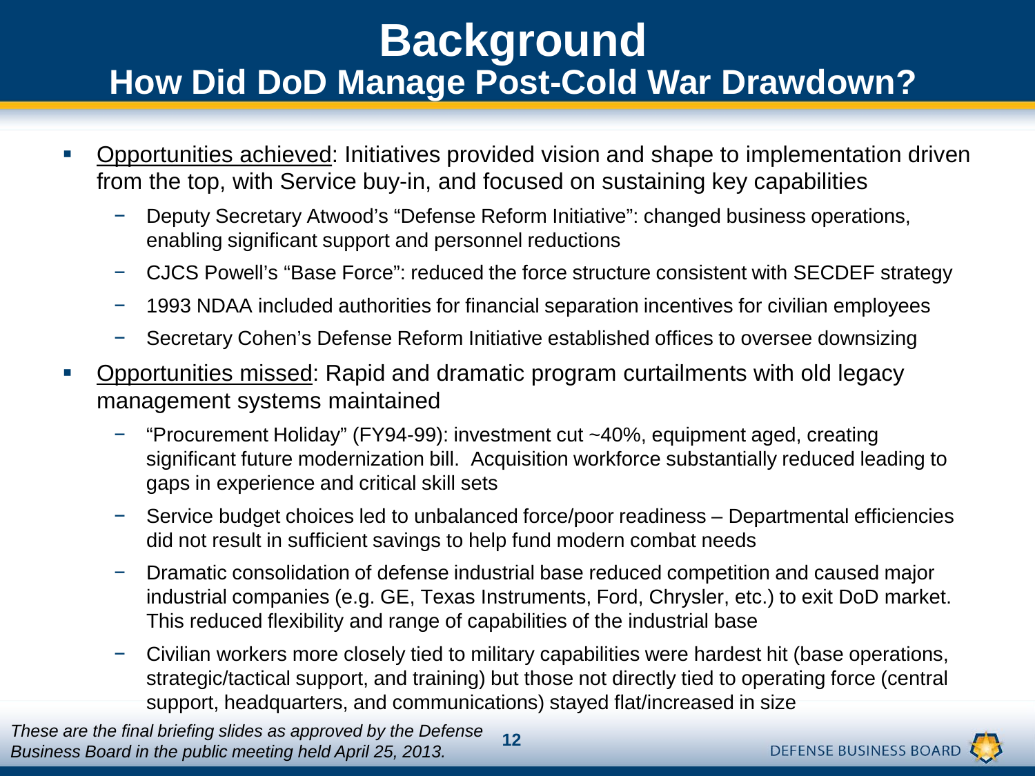# Background

## How Did DoD Manage Post-Cold War Drawdown?

- Opportunities achieved: Initiatives provided vision and shape to implementation driven from the top, with Service buy-in, and focused on sustaining key capabilities
  - Deputy Secretary Atwood's "Defense Reform Initiative": changed business operations, enabling significant support and personnel reductions
  - CJCS Powell's "Base Force": reduced the force structure consistent with SECDEF strategy
  - 1993 NDAA included authorities for financial separation incentives for civilian employees
  - Secretary Cohen's Defense Reform Initiative established offices to oversee downsizing
- Opportunities missed: Rapid and dramatic program curtailments with old legacy management systems maintained
  - "Procurement Holiday" (FY94-99): investment cut ~40%, equipment aged, creating significant future modernization bill. Acquisition workforce substantially reduced leading to gaps in experience and critical skill sets
  - Service budget choices led to unbalanced force/poor readiness – Departmental efficiencies did not result in sufficient savings to help fund modern combat needs
  - Dramatic consolidation of defense industrial base reduced competition and caused major industrial companies (e.g. GE, Texas Instruments, Ford, Chrysler, etc.) to exit DoD market. This reduced flexibility and range of capabilities of the industrial base
  - Civilian workers more closely tied to military capabilities were hardest hit (base operations, strategic/tactical support, and training) but those not directly tied to operating force (central support, headquarters, and communications) stayed flat/increased in size

*These are the final briefing slides as approved by the Defense Business Board in the public meeting held April 25, 2013.*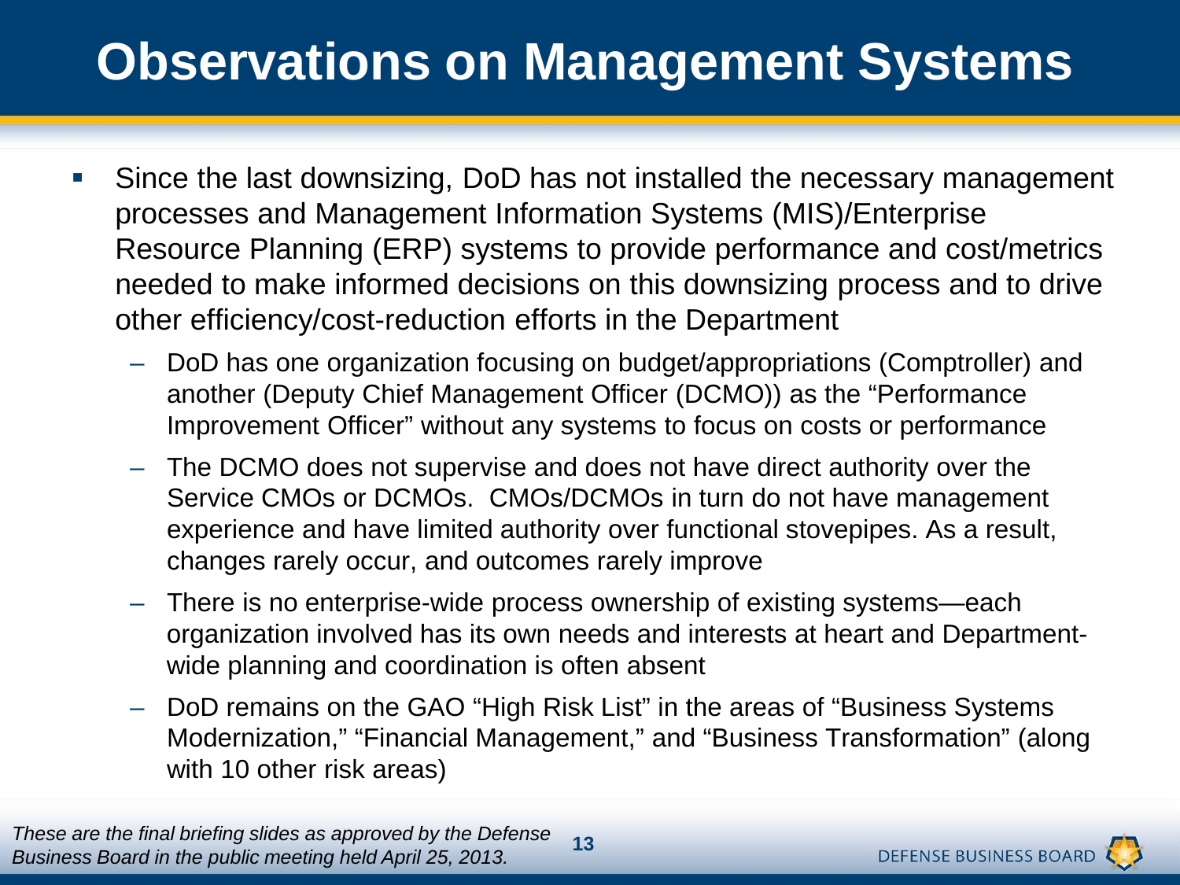# Observations on Management Systems

- Since the last downsizing, DoD has not installed the necessary management processes and Management Information Systems (MIS)/Enterprise Resource Planning (ERP) systems to provide performance and cost/metrics needed to make informed decisions on this downsizing process and to drive other efficiency/cost-reduction efforts in the Department
  - DoD has one organization focusing on budget/appropriations (Comptroller) and another (Deputy Chief Management Officer (DCMO)) as the "Performance Improvement Officer" without any systems to focus on costs or performance
  - The DCMO does not supervise and does not have direct authority over the Service CMOs or DCMOs. CMOs/DCMOs in turn do not have management experience and have limited authority over functional stovepipes. As a result, changes rarely occur, and outcomes rarely improve
  - There is no enterprise-wide process ownership of existing systems—each organization involved has its own needs and interests at heart and Department-wide planning and coordination is often absent
  - DoD remains on the GAO "High Risk List" in the areas of "Business Systems Modernization," "Financial Management," and "Business Transformation" (along with 10 other risk areas)

*These are the final briefing slides as approved by the Defense Business Board in the public meeting held April 25, 2013.*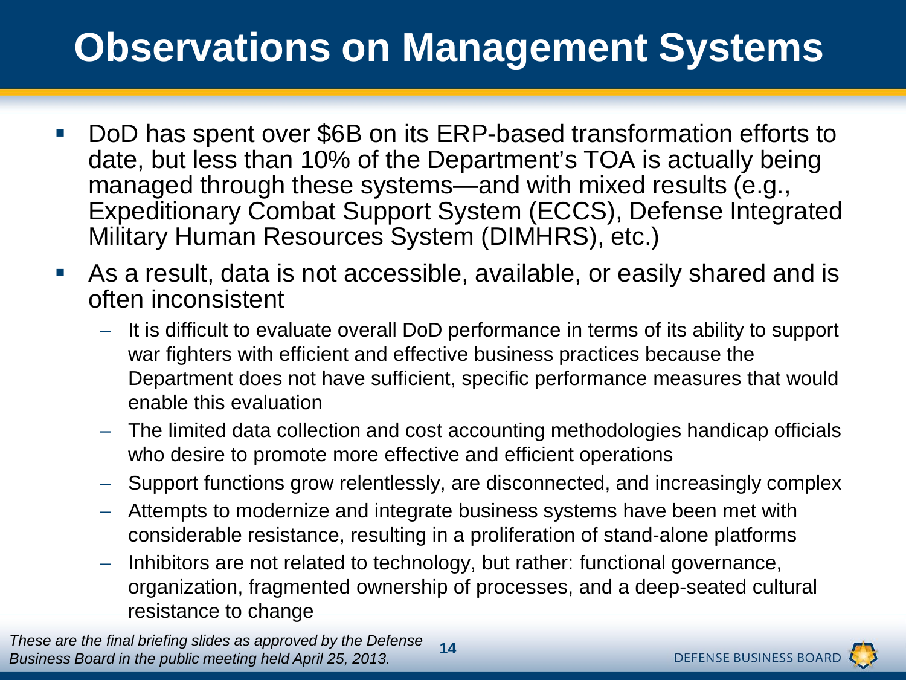# Observations on Management Systems

- DoD has spent over $6B on its ERP-based transformation efforts to date, but less than 10% of the Department's TOA is actually being managed through these systems—and with mixed results (e.g., Expeditionary Combat Support System (ECCS), Defense Integrated Military Human Resources System (DIMHRS), etc.)
- As a result, data is not accessible, available, or easily shared and is often inconsistent
  - It is difficult to evaluate overall DoD performance in terms of its ability to support war fighters with efficient and effective business practices because the Department does not have sufficient, specific performance measures that would enable this evaluation
  - The limited data collection and cost accounting methodologies handicap officials who desire to promote more effective and efficient operations
  - Support functions grow relentlessly, are disconnected, and increasingly complex
  - Attempts to modernize and integrate business systems have been met with considerable resistance, resulting in a proliferation of stand-alone platforms
  - Inhibitors are not related to technology, but rather: functional governance, organization, fragmented ownership of processes, and a deep-seated cultural resistance to change

*These are the final briefing slides as approved by the Defense Business Board in the public meeting held April 25, 2013.*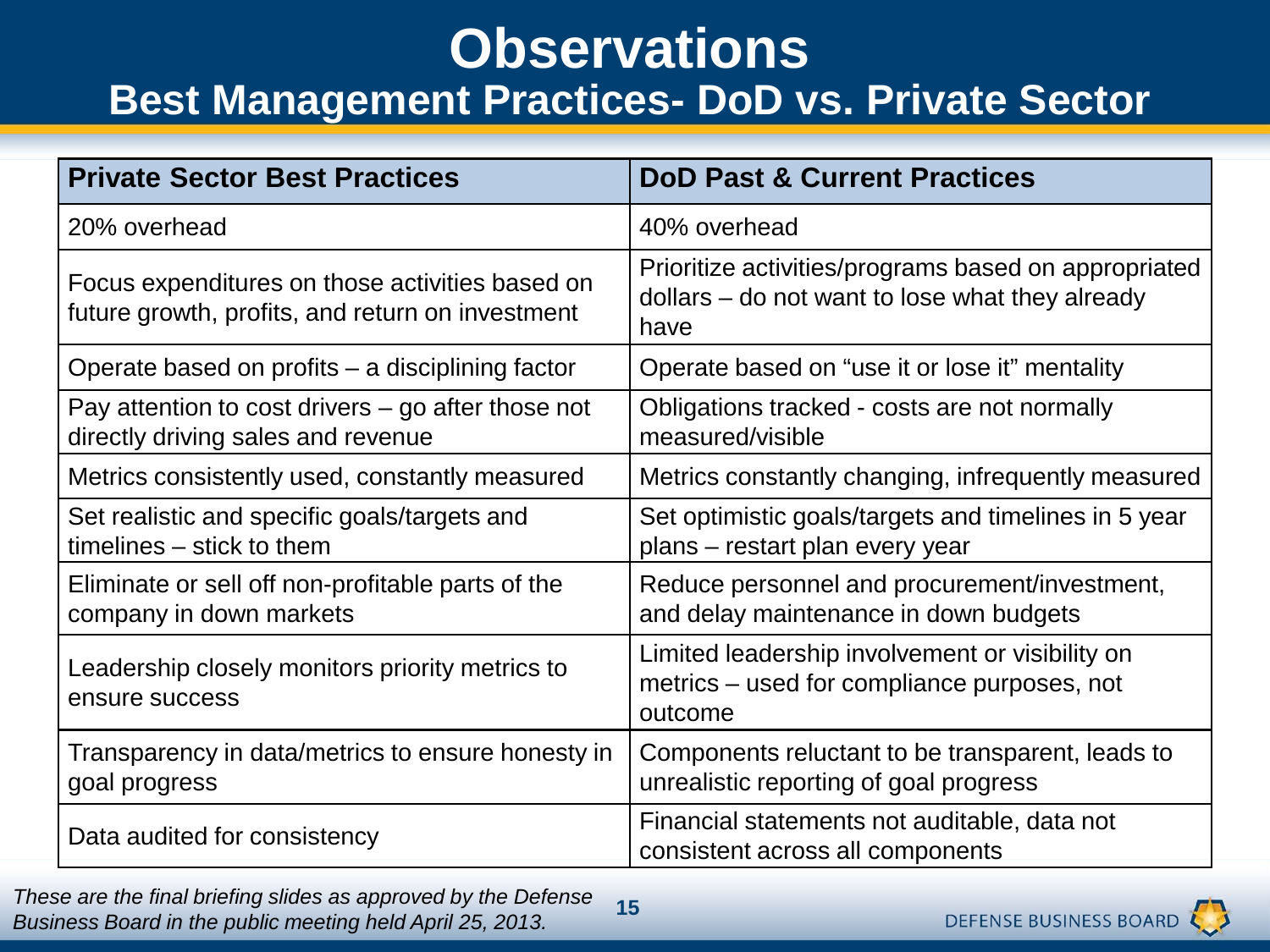# Observations

## Best Management Practices- DoD vs. Private Sector

| Private Sector Best Practices | DoD Past & Current Practices |
|---|---|
| 20% overhead | 40% overhead |
| Focus expenditures on those activities based on future growth, profits, and return on investment | Prioritize activities/programs based on appropriated dollars – do not want to lose what they already have |
| Operate based on profits – a disciplining factor | Operate based on "use it or lose it" mentality |
| Pay attention to cost drivers – go after those not directly driving sales and revenue | Obligations tracked - costs are not normally measured/visible |
| Metrics consistently used, constantly measured | Metrics constantly changing, infrequently measured |
| Set realistic and specific goals/targets and timelines – stick to them | Set optimistic goals/targets and timelines in 5 year plans – restart plan every year |
| Eliminate or sell off non-profitable parts of the company in down markets | Reduce personnel and procurement/investment, and delay maintenance in down budgets |
| Leadership closely monitors priority metrics to ensure success | Limited leadership involvement or visibility on metrics – used for compliance purposes, not outcome |
| Transparency in data/metrics to ensure honesty in goal progress | Components reluctant to be transparent, leads to unrealistic reporting of goal progress |
| Data audited for consistency | Financial statements not auditable, data not consistent across all components |

*These are the final briefing slides as approved by the Defense Business Board in the public meeting held April 25, 2013.*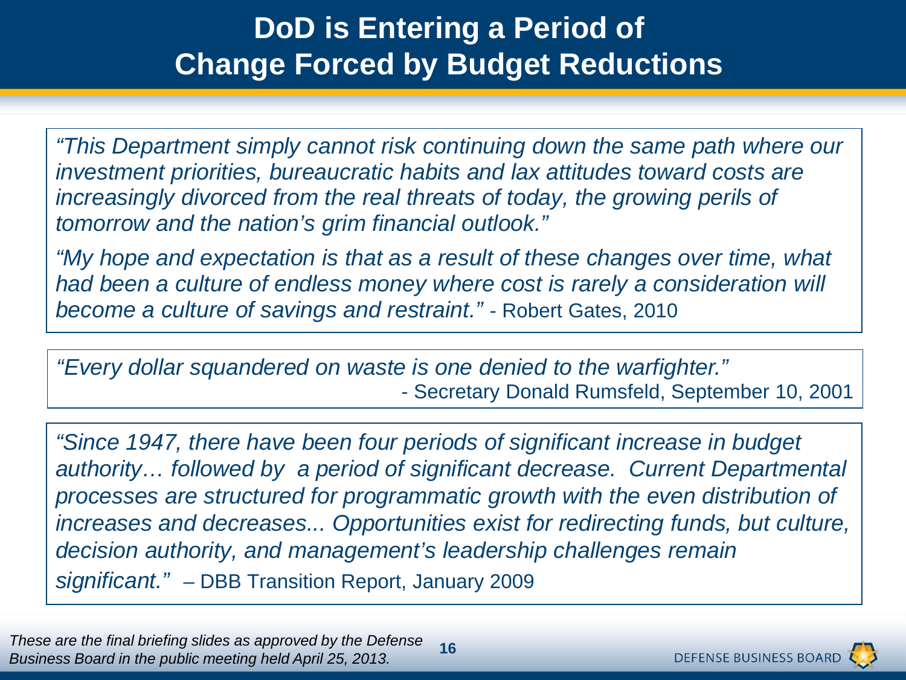# DoD is Entering a Period of Change Forced by Budget Reductions

*"This Department simply cannot risk continuing down the same path where our investment priorities, bureaucratic habits and lax attitudes toward costs are increasingly divorced from the real threats of today, the growing perils of tomorrow and the nation's grim financial outlook."*

*"My hope and expectation is that as a result of these changes over time, what had been a culture of endless money where cost is rarely a consideration will become a culture of savings and restraint."* - Robert Gates, 2010

*"Every dollar squandered on waste is one denied to the warfighter."*
- Secretary Donald Rumsfeld, September 10, 2001

*"Since 1947, there have been four periods of significant increase in budget authority… followed by a period of significant decrease. Current Departmental processes are structured for programmatic growth with the even distribution of increases and decreases... Opportunities exist for redirecting funds, but culture, decision authority, and management's leadership challenges remain significant."* – DBB Transition Report, January 2009

*These are the final briefing slides as approved by the Defense Business Board in the public meeting held April 25, 2013.*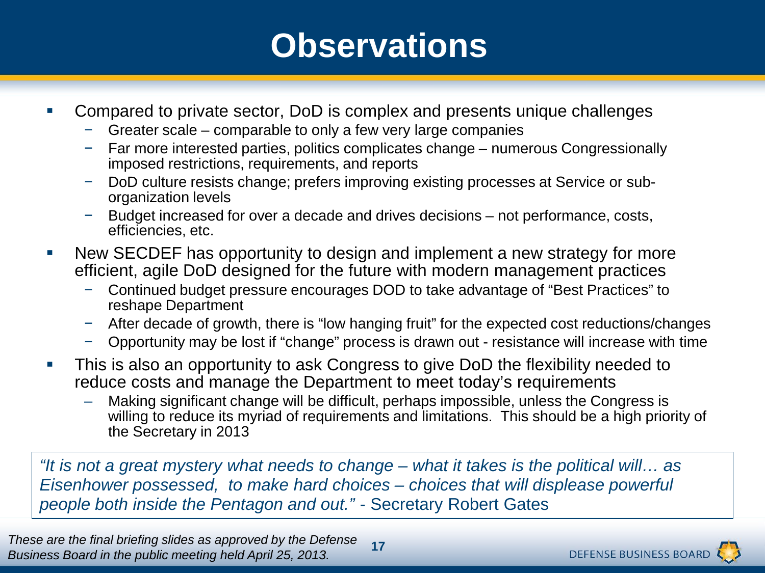# Observations

- Compared to private sector, DoD is complex and presents unique challenges
  - Greater scale – comparable to only a few very large companies
  - Far more interested parties, politics complicates change – numerous Congressionally imposed restrictions, requirements, and reports
  - DoD culture resists change; prefers improving existing processes at Service or sub-organization levels
  - Budget increased for over a decade and drives decisions – not performance, costs, efficiencies, etc.
- New SECDEF has opportunity to design and implement a new strategy for more efficient, agile DoD designed for the future with modern management practices
  - Continued budget pressure encourages DOD to take advantage of “Best Practices” to reshape Department
  - After decade of growth, there is “low hanging fruit” for the expected cost reductions/changes
  - Opportunity may be lost if “change” process is drawn out - resistance will increase with time
- This is also an opportunity to ask Congress to give DoD the flexibility needed to reduce costs and manage the Department to meet today’s requirements
  - Making significant change will be difficult, perhaps impossible, unless the Congress is willing to reduce its myriad of requirements and limitations. This should be a high priority of the Secretary in 2013

> *“It is not a great mystery what needs to change – what it takes is the political will… as Eisenhower possessed, to make hard choices – choices that will displease powerful people both inside the Pentagon and out.”* - Secretary Robert Gates

*These are the final briefing slides as approved by the Defense Business Board in the public meeting held April 25, 2013.*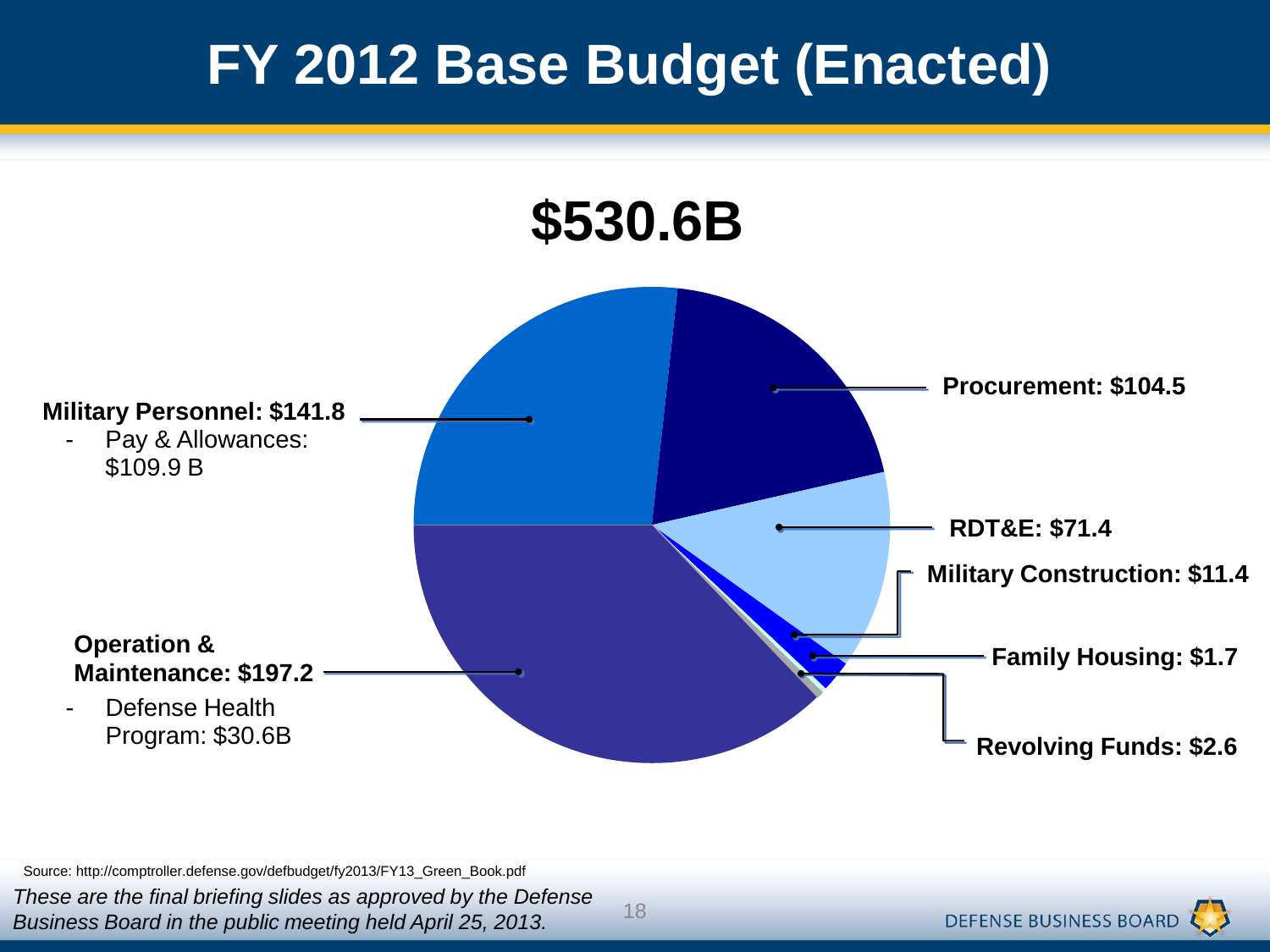# FY 2012 Base Budget (Enacted)

**$530.6B**

**Military Personnel: $141.8**

- Pay & Allowances: $109.9 B

**Procurement: $104.5**

**RDT&E: $71.4**

**Military Construction: $11.4**

**Family Housing: $1.7**

**Revolving Funds: $2.6**

**Operation & Maintenance: $197.2**

- Defense Health Program: $30.6B

Source: http://comptroller.defense.gov/defbudget/fy2013/FY13_Green_Book.pdf

*These are the final briefing slides as approved by the Defense Business Board in the public meeting held April 25, 2013.*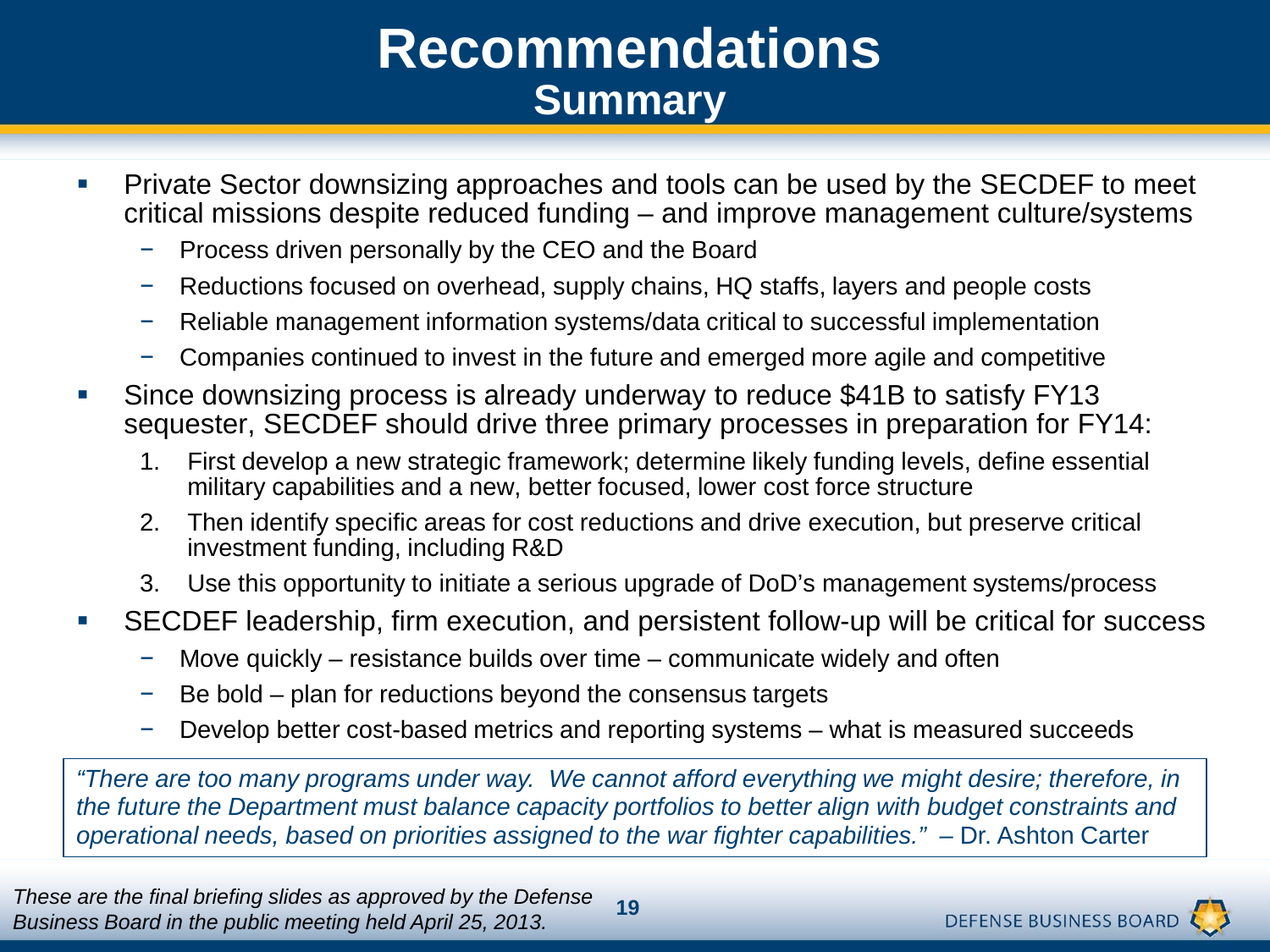# Recommendations

## Summary

- Private Sector downsizing approaches and tools can be used by the SECDEF to meet critical missions despite reduced funding – and improve management culture/systems
  - Process driven personally by the CEO and the Board
  - Reductions focused on overhead, supply chains, HQ staffs, layers and people costs
  - Reliable management information systems/data critical to successful implementation
  - Companies continued to invest in the future and emerged more agile and competitive
- Since downsizing process is already underway to reduce $41B to satisfy FY13 sequester, SECDEF should drive three primary processes in preparation for FY14:
  1. First develop a new strategic framework; determine likely funding levels, define essential military capabilities and a new, better focused, lower cost force structure
  2. Then identify specific areas for cost reductions and drive execution, but preserve critical investment funding, including R&D
  3. Use this opportunity to initiate a serious upgrade of DoD's management systems/process
- SECDEF leadership, firm execution, and persistent follow-up will be critical for success
  - Move quickly – resistance builds over time – communicate widely and often
  - Be bold – plan for reductions beyond the consensus targets
  - Develop better cost-based metrics and reporting systems – what is measured succeeds

*"There are too many programs under way. We cannot afford everything we might desire; therefore, in the future the Department must balance capacity portfolios to better align with budget constraints and operational needs, based on priorities assigned to the war fighter capabilities."* – Dr. Ashton Carter

*These are the final briefing slides as approved by the Defense Business Board in the public meeting held April 25, 2013.*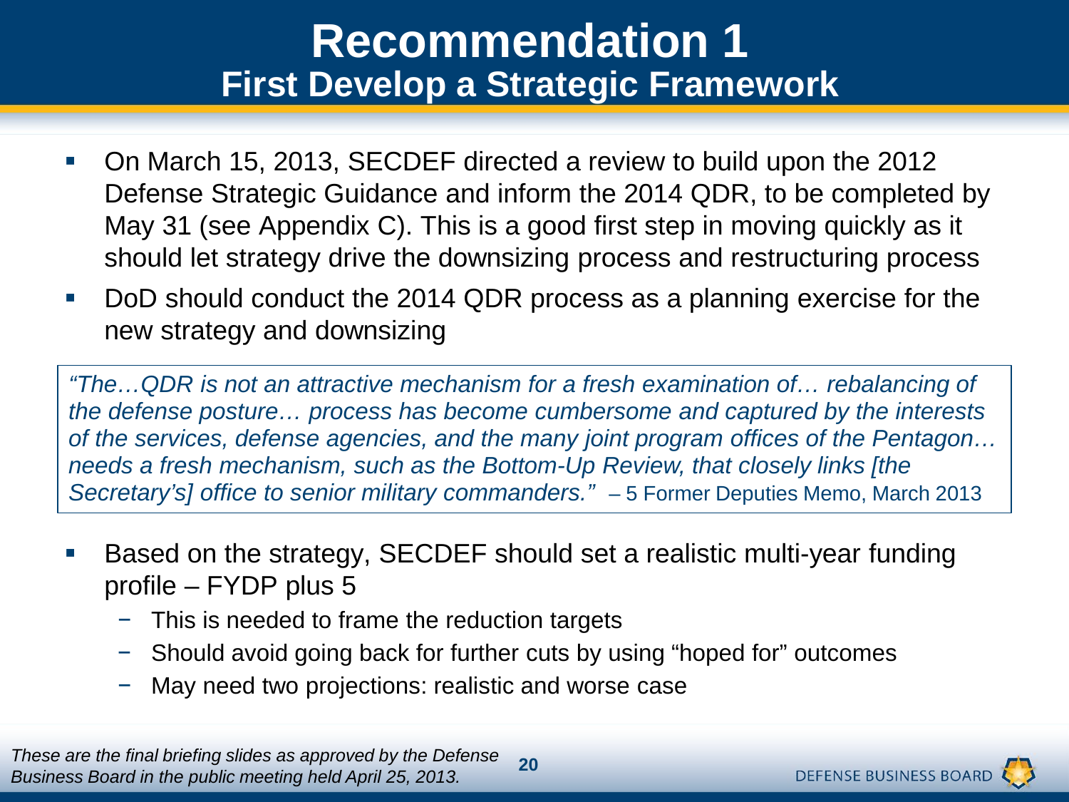# Recommendation 1

## First Develop a Strategic Framework

- On March 15, 2013, SECDEF directed a review to build upon the 2012 Defense Strategic Guidance and inform the 2014 QDR, to be completed by May 31 (see Appendix C). This is a good first step in moving quickly as it should let strategy drive the downsizing process and restructuring process
- DoD should conduct the 2014 QDR process as a planning exercise for the new strategy and downsizing

> *"The…QDR is not an attractive mechanism for a fresh examination of… rebalancing of the defense posture… process has become cumbersome and captured by the interests of the services, defense agencies, and the many joint program offices of the Pentagon… needs a fresh mechanism, such as the Bottom-Up Review, that closely links [the Secretary's] office to senior military commanders."* – 5 Former Deputies Memo, March 2013

- Based on the strategy, SECDEF should set a realistic multi-year funding profile – FYDP plus 5
  - This is needed to frame the reduction targets
  - Should avoid going back for further cuts by using "hoped for" outcomes
  - May need two projections: realistic and worse case

*These are the final briefing slides as approved by the Defense Business Board in the public meeting held April 25, 2013.*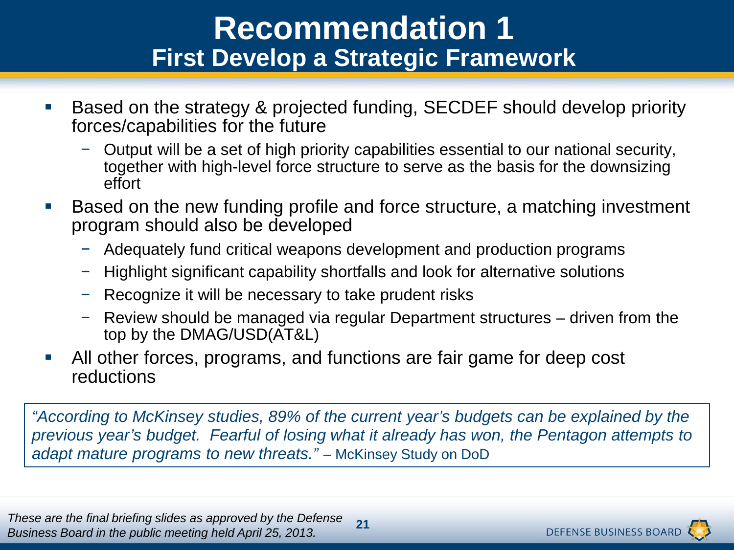# Recommendation 1

## First Develop a Strategic Framework

- Based on the strategy & projected funding, SECDEF should develop priority forces/capabilities for the future
  - Output will be a set of high priority capabilities essential to our national security, together with high-level force structure to serve as the basis for the downsizing effort
- Based on the new funding profile and force structure, a matching investment program should also be developed
  - Adequately fund critical weapons development and production programs
  - Highlight significant capability shortfalls and look for alternative solutions
  - Recognize it will be necessary to take prudent risks
  - Review should be managed via regular Department structures – driven from the top by the DMAG/USD(AT&L)
- All other forces, programs, and functions are fair game for deep cost reductions

> *"According to McKinsey studies, 89% of the current year's budgets can be explained by the previous year's budget. Fearful of losing what it already has won, the Pentagon attempts to adapt mature programs to new threats."* – McKinsey Study on DoD

*These are the final briefing slides as approved by the Defense Business Board in the public meeting held April 25, 2013.*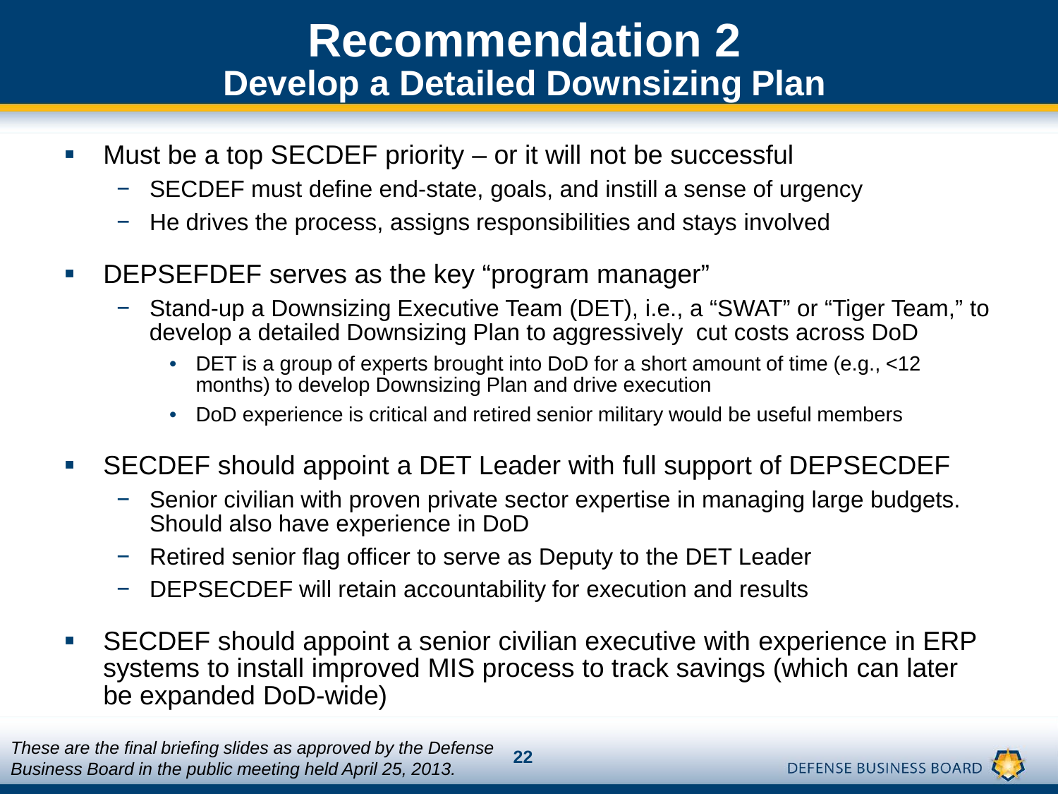# Recommendation 2

## Develop a Detailed Downsizing Plan

- Must be a top SECDEF priority – or it will not be successful
  - SECDEF must define end-state, goals, and instill a sense of urgency
  - He drives the process, assigns responsibilities and stays involved
- DEPSEFDEF serves as the key "program manager"
  - Stand-up a Downsizing Executive Team (DET), i.e., a "SWAT" or "Tiger Team," to develop a detailed Downsizing Plan to aggressively cut costs across DoD
    - DET is a group of experts brought into DoD for a short amount of time (e.g., <12 months) to develop Downsizing Plan and drive execution
    - DoD experience is critical and retired senior military would be useful members
- SECDEF should appoint a DET Leader with full support of DEPSECDEF
  - Senior civilian with proven private sector expertise in managing large budgets. Should also have experience in DoD
  - Retired senior flag officer to serve as Deputy to the DET Leader
  - DEPSECDEF will retain accountability for execution and results
- SECDEF should appoint a senior civilian executive with experience in ERP systems to install improved MIS process to track savings (which can later be expanded DoD-wide)

*These are the final briefing slides as approved by the Defense Business Board in the public meeting held April 25, 2013.*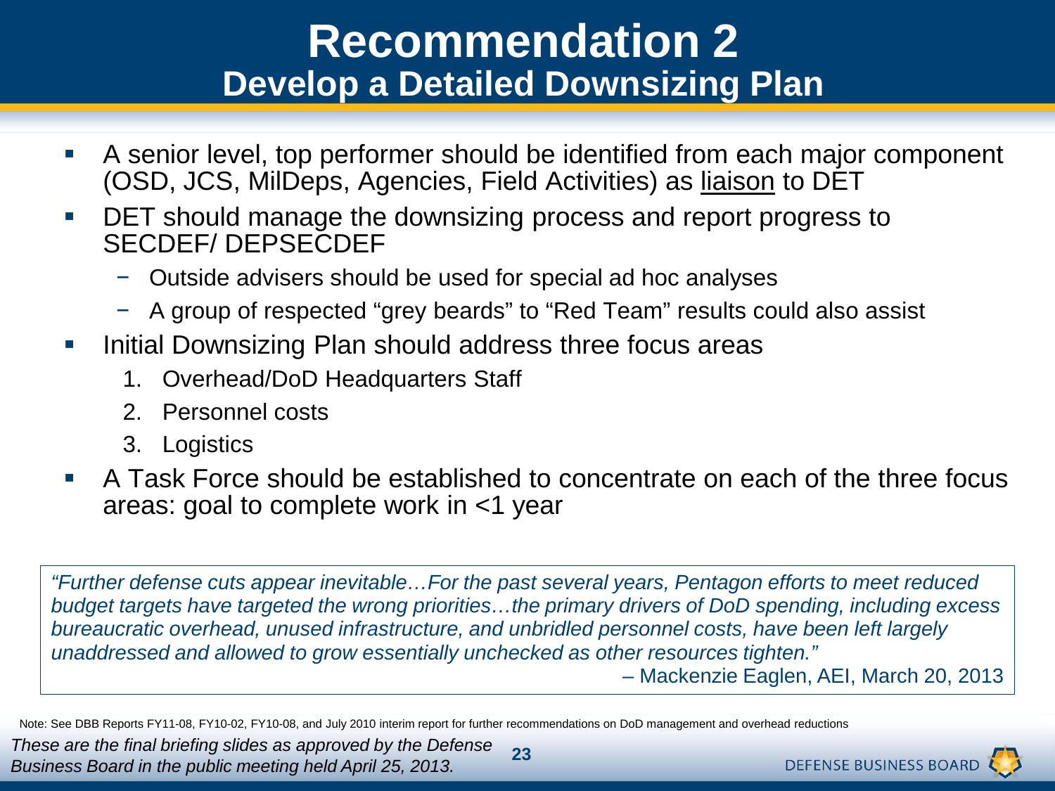# Recommendation 2

## Develop a Detailed Downsizing Plan

- A senior level, top performer should be identified from each major component (OSD, JCS, MilDeps, Agencies, Field Activities) as <u>liaison</u> to DET
- DET should manage the downsizing process and report progress to SECDEF/ DEPSECDEF
  - Outside advisers should be used for special ad hoc analyses
  - A group of respected "grey beards" to "Red Team" results could also assist
- Initial Downsizing Plan should address three focus areas
  1. Overhead/DoD Headquarters Staff
  2. Personnel costs
  3. Logistics
- A Task Force should be established to concentrate on each of the three focus areas: goal to complete work in <1 year

> *"Further defense cuts appear inevitable…For the past several years, Pentagon efforts to meet reduced budget targets have targeted the wrong priorities…the primary drivers of DoD spending, including excess bureaucratic overhead, unused infrastructure, and unbridled personnel costs, have been left largely unaddressed and allowed to grow essentially unchecked as other resources tighten."*
>
> – Mackenzie Eaglen, AEI, March 20, 2013

Note: See DBB Reports FY11-08, FY10-02, FY10-08, and July 2010 interim report for further recommendations on DoD management and overhead reductions

*These are the final briefing slides as approved by the Defense Business Board in the public meeting held April 25, 2013.*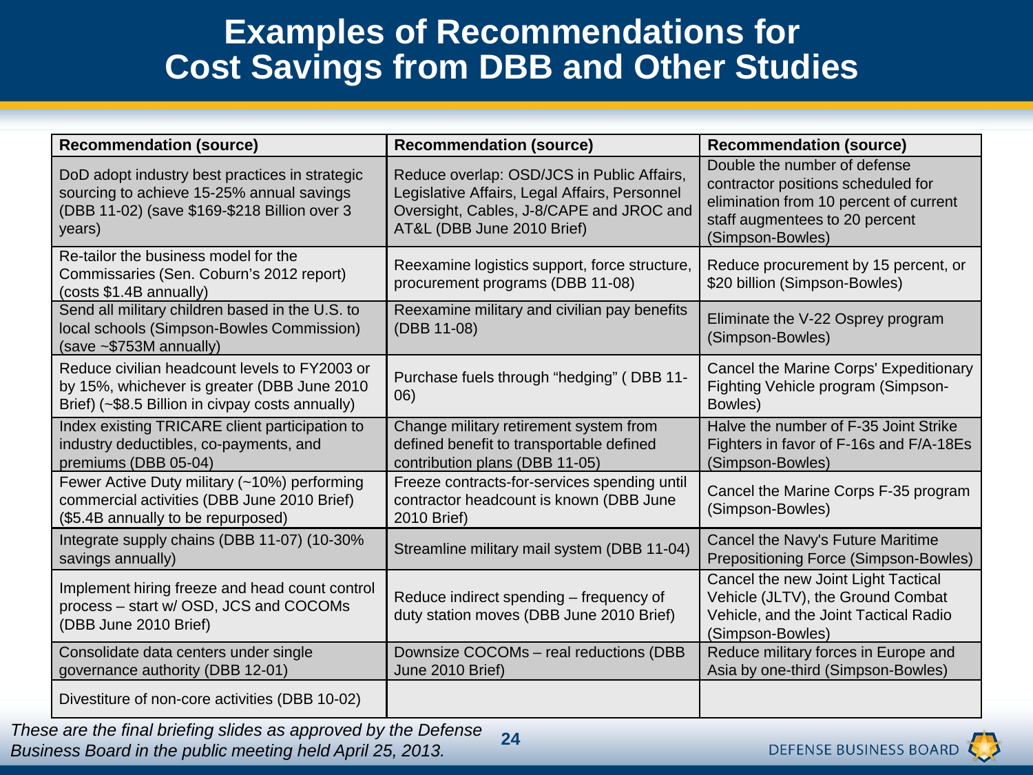# Examples of Recommendations for Cost Savings from DBB and Other Studies

| Recommendation (source) | Recommendation (source) | Recommendation (source) |
|---|---|---|
| DoD adopt industry best practices in strategic sourcing to achieve 15-25% annual savings (DBB 11-02) (save $169-$218 Billion over 3 years) | Reduce overlap: OSD/JCS in Public Affairs, Legislative Affairs, Legal Affairs, Personnel Oversight, Cables, J-8/CAPE and JROC and AT&L (DBB June 2010 Brief) | Double the number of defense contractor positions scheduled for elimination from 10 percent of current staff augmentees to 20 percent (Simpson-Bowles) |
| Re-tailor the business model for the Commissaries (Sen. Coburn's 2012 report) (costs $1.4B annually) | Reexamine logistics support, force structure, procurement programs (DBB 11-08) | Reduce procurement by 15 percent, or $20 billion (Simpson-Bowles) |
| Send all military children based in the U.S. to local schools (Simpson-Bowles Commission) (save ~$753M annually) | Reexamine military and civilian pay benefits (DBB 11-08) | Eliminate the V-22 Osprey program (Simpson-Bowles) |
| Reduce civilian headcount levels to FY2003 or by 15%, whichever is greater (DBB June 2010 Brief) (~$8.5 Billion in civpay costs annually) | Purchase fuels through "hedging" ( DBB 11-06) | Cancel the Marine Corps' Expeditionary Fighting Vehicle program (Simpson-Bowles) |
| Index existing TRICARE client participation to industry deductibles, co-payments, and premiums (DBB 05-04) | Change military retirement system from defined benefit to transportable defined contribution plans (DBB 11-05) | Halve the number of F-35 Joint Strike Fighters in favor of F-16s and F/A-18Es (Simpson-Bowles) |
| Fewer Active Duty military (~10%) performing commercial activities (DBB June 2010 Brief) ($5.4B annually to be repurposed) | Freeze contracts-for-services spending until contractor headcount is known (DBB June 2010 Brief) | Cancel the Marine Corps F-35 program (Simpson-Bowles) |
| Integrate supply chains (DBB 11-07) (10-30% savings annually) | Streamline military mail system (DBB 11-04) | Cancel the Navy's Future Maritime Prepositioning Force (Simpson-Bowles) |
| Implement hiring freeze and head count control process – start w/ OSD, JCS and COCOMs (DBB June 2010 Brief) | Reduce indirect spending – frequency of duty station moves (DBB June 2010 Brief) | Cancel the new Joint Light Tactical Vehicle (JLTV), the Ground Combat Vehicle, and the Joint Tactical Radio (Simpson-Bowles) |
| Consolidate data centers under single governance authority (DBB 12-01) | Downsize COCOMs – real reductions (DBB June 2010 Brief) | Reduce military forces in Europe and Asia by one-third (Simpson-Bowles) |
| Divestiture of non-core activities (DBB 10-02) | | |

*These are the final briefing slides as approved by the Defense Business Board in the public meeting held April 25, 2013.*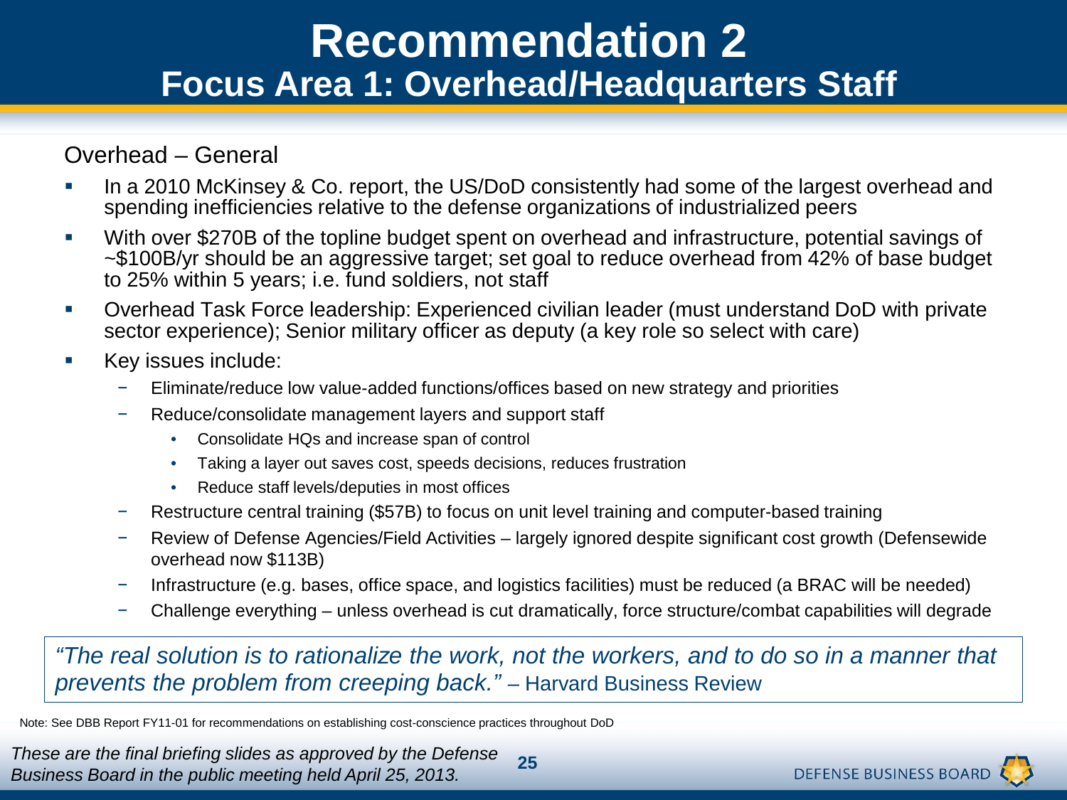# Recommendation 2

## Focus Area 1: Overhead/Headquarters Staff

### Overhead – General

- In a 2010 McKinsey & Co. report, the US/DoD consistently had some of the largest overhead and spending inefficiencies relative to the defense organizations of industrialized peers
- With over $270B of the topline budget spent on overhead and infrastructure, potential savings of ~$100B/yr should be an aggressive target; set goal to reduce overhead from 42% of base budget to 25% within 5 years; i.e. fund soldiers, not staff
- Overhead Task Force leadership: Experienced civilian leader (must understand DoD with private sector experience); Senior military officer as deputy (a key role so select with care)
- Key issues include:
  - Eliminate/reduce low value-added functions/offices based on new strategy and priorities
  - Reduce/consolidate management layers and support staff
    - Consolidate HQs and increase span of control
    - Taking a layer out saves cost, speeds decisions, reduces frustration
    - Reduce staff levels/deputies in most offices
  - Restructure central training ($57B) to focus on unit level training and computer-based training
  - Review of Defense Agencies/Field Activities – largely ignored despite significant cost growth (Defensewide overhead now $113B)
  - Infrastructure (e.g. bases, office space, and logistics facilities) must be reduced (a BRAC will be needed)
  - Challenge everything – unless overhead is cut dramatically, force structure/combat capabilities will degrade

> *"The real solution is to rationalize the work, not the workers, and to do so in a manner that prevents the problem from creeping back."* – Harvard Business Review

Note: See DBB Report FY11-01 for recommendations on establishing cost-conscience practices throughout DoD

*These are the final briefing slides as approved by the Defense Business Board in the public meeting held April 25, 2013.*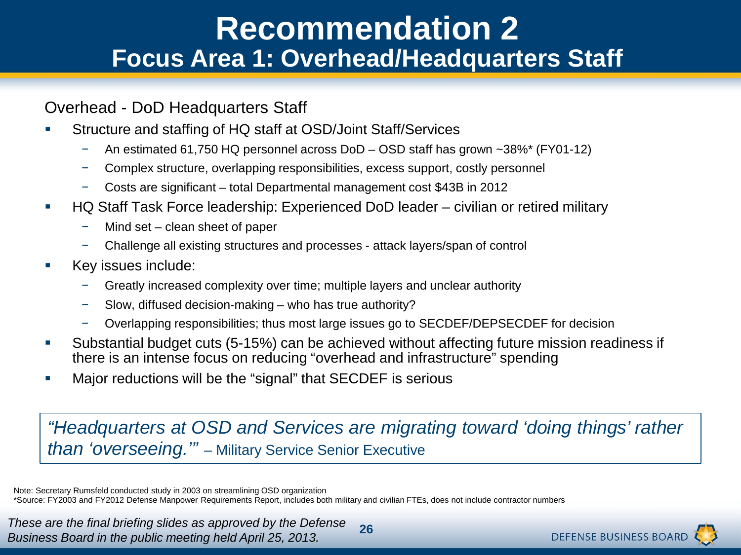# Recommendation 2

## Focus Area 1: Overhead/Headquarters Staff

Overhead - DoD Headquarters Staff

- Structure and staffing of HQ staff at OSD/Joint Staff/Services
  - An estimated 61,750 HQ personnel across DoD – OSD staff has grown ~38%* (FY01-12)
  - Complex structure, overlapping responsibilities, excess support, costly personnel
  - Costs are significant – total Departmental management cost $43B in 2012
- HQ Staff Task Force leadership: Experienced DoD leader – civilian or retired military
  - Mind set – clean sheet of paper
  - Challenge all existing structures and processes - attack layers/span of control
- Key issues include:
  - Greatly increased complexity over time; multiple layers and unclear authority
  - Slow, diffused decision-making – who has true authority?
  - Overlapping responsibilities; thus most large issues go to SECDEF/DEPSECDEF for decision
- Substantial budget cuts (5-15%) can be achieved without affecting future mission readiness if there is an intense focus on reducing "overhead and infrastructure" spending
- Major reductions will be the "signal" that SECDEF is serious

> *"Headquarters at OSD and Services are migrating toward 'doing things' rather than 'overseeing.'"* – Military Service Senior Executive

Note: Secretary Rumsfeld conducted study in 2003 on streamlining OSD organization

*Source: FY2003 and FY2012 Defense Manpower Requirements Report, includes both military and civilian FTEs, does not include contractor numbers

*These are the final briefing slides as approved by the Defense Business Board in the public meeting held April 25, 2013.*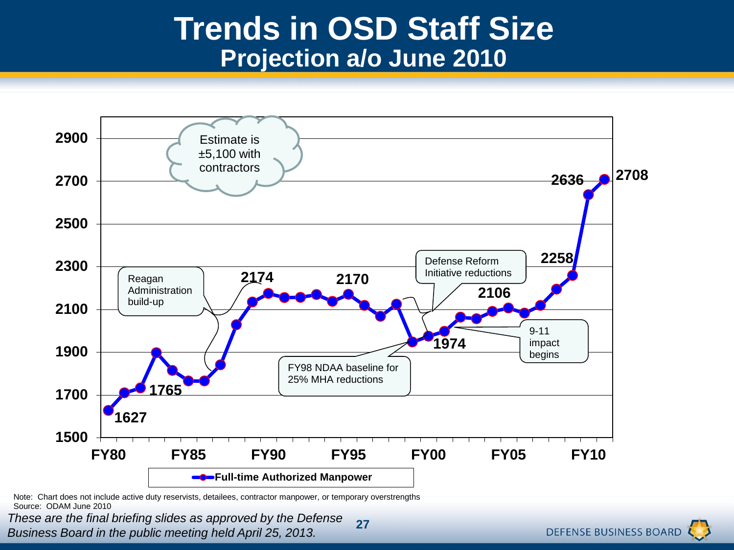# Trends in OSD Staff Size

## Projection a/o June 2010

Estimate is ±5,100 with contractors

Reagan Administration build-up

FY98 NDAA baseline for 25% MHA reductions

Defense Reform Initiative reductions

9-11 impact begins

Data labels: 1627, 1765, 2174, 2170, 1974, 2106, 2258, 2636, 2708

Y-axis: 1500, 1700, 1900, 2100, 2300, 2500, 2700, 2900

X-axis: FY80, FY85, FY90, FY95, FY00, FY05, FY10

Legend: **Full-time Authorized Manpower**

Note: Chart does not include active duty reservists, detailees, contractor manpower, or temporary overstrengths
Source: ODAM June 2010

*These are the final briefing slides as approved by the Defense Business Board in the public meeting held April 25, 2013.*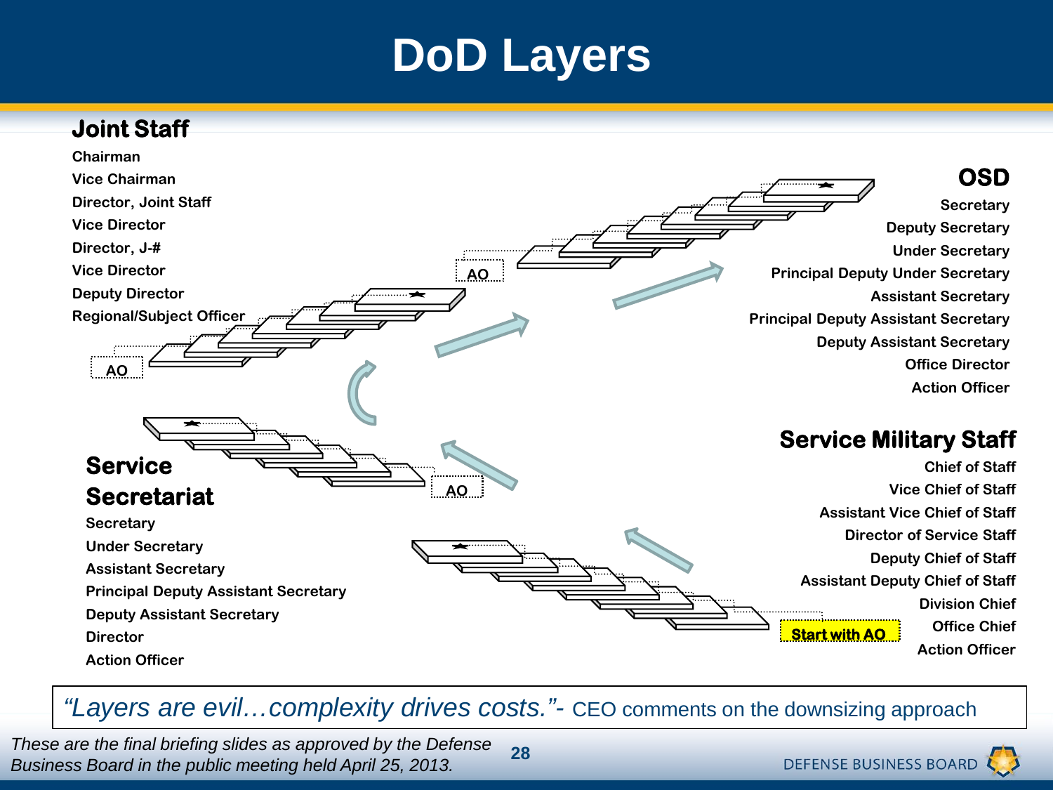# DoD Layers

## Joint Staff

- Chairman
- Vice Chairman
- Director, Joint Staff
- Vice Director
- Director, J-#
- Vice Director
- Deputy Director
- Regional/Subject Officer

AO

## OSD

- Secretary
- Deputy Secretary
- Under Secretary
- Principal Deputy Under Secretary
- Assistant Secretary
- Principal Deputy Assistant Secretary
- Deputy Assistant Secretary
- Office Director
- Action Officer

AO

## Service Secretariat

- Secretary
- Under Secretary
- Assistant Secretary
- Principal Deputy Assistant Secretary
- Deputy Assistant Secretary
- Director
- Action Officer

AO

## Service Military Staff

- Chief of Staff
- Vice Chief of Staff
- Assistant Vice Chief of Staff
- Director of Service Staff
- Deputy Chief of Staff
- Assistant Deputy Chief of Staff
- Division Chief
- Office Chief
- Action Officer

Start with AO

*"Layers are evil…complexity drives costs."*- CEO comments on the downsizing approach

*These are the final briefing slides as approved by the Defense Business Board in the public meeting held April 25, 2013.*

DEFENSE BUSINESS BOARD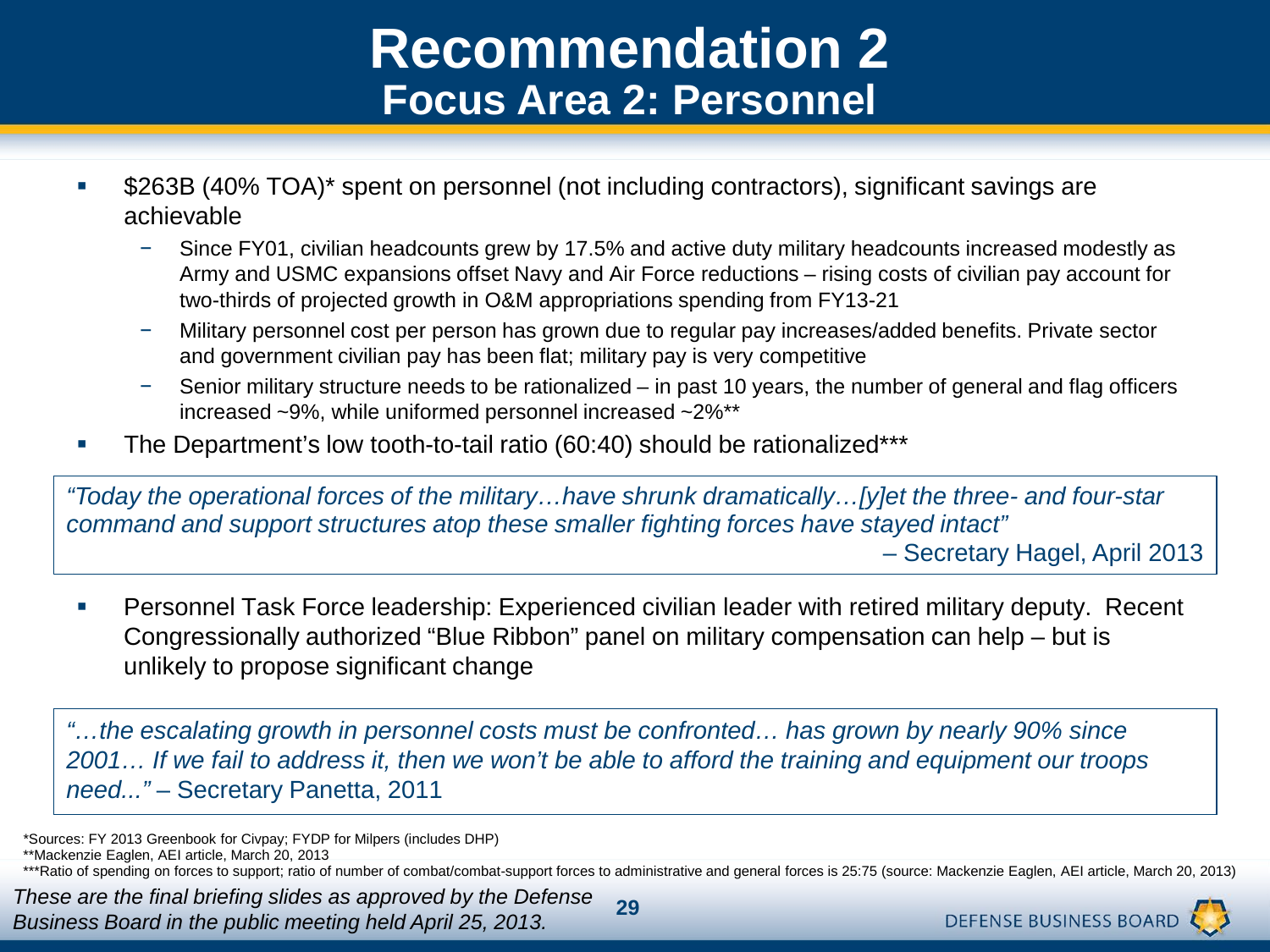# Recommendation 2

## Focus Area 2: Personnel

- $263B (40% TOA)* spent on personnel (not including contractors), significant savings are achievable
  - Since FY01, civilian headcounts grew by 17.5% and active duty military headcounts increased modestly as Army and USMC expansions offset Navy and Air Force reductions – rising costs of civilian pay account for two-thirds of projected growth in O&M appropriations spending from FY13-21
  - Military personnel cost per person has grown due to regular pay increases/added benefits. Private sector and government civilian pay has been flat; military pay is very competitive
  - Senior military structure needs to be rationalized – in past 10 years, the number of general and flag officers increased ~9%, while uniformed personnel increased ~2%**
- The Department's low tooth-to-tail ratio (60:40) should be rationalized***

> *"Today the operational forces of the military…have shrunk dramatically…[y]et the three- and four-star command and support structures atop these smaller fighting forces have stayed intact"*
>
> – Secretary Hagel, April 2013

- Personnel Task Force leadership: Experienced civilian leader with retired military deputy. Recent Congressionally authorized "Blue Ribbon" panel on military compensation can help – but is unlikely to propose significant change

> *"…the escalating growth in personnel costs must be confronted… has grown by nearly 90% since 2001… If we fail to address it, then we won't be able to afford the training and equipment our troops need..."* – Secretary Panetta, 2011

*Sources: FY 2013 Greenbook for Civpay; FYDP for Milpers (includes DHP)

**Mackenzie Eaglen, AEI article, March 20, 2013

***Ratio of spending on forces to support; ratio of number of combat/combat-support forces to administrative and general forces is 25:75 (source: Mackenzie Eaglen, AEI article, March 20, 2013)

*These are the final briefing slides as approved by the Defense Business Board in the public meeting held April 25, 2013.*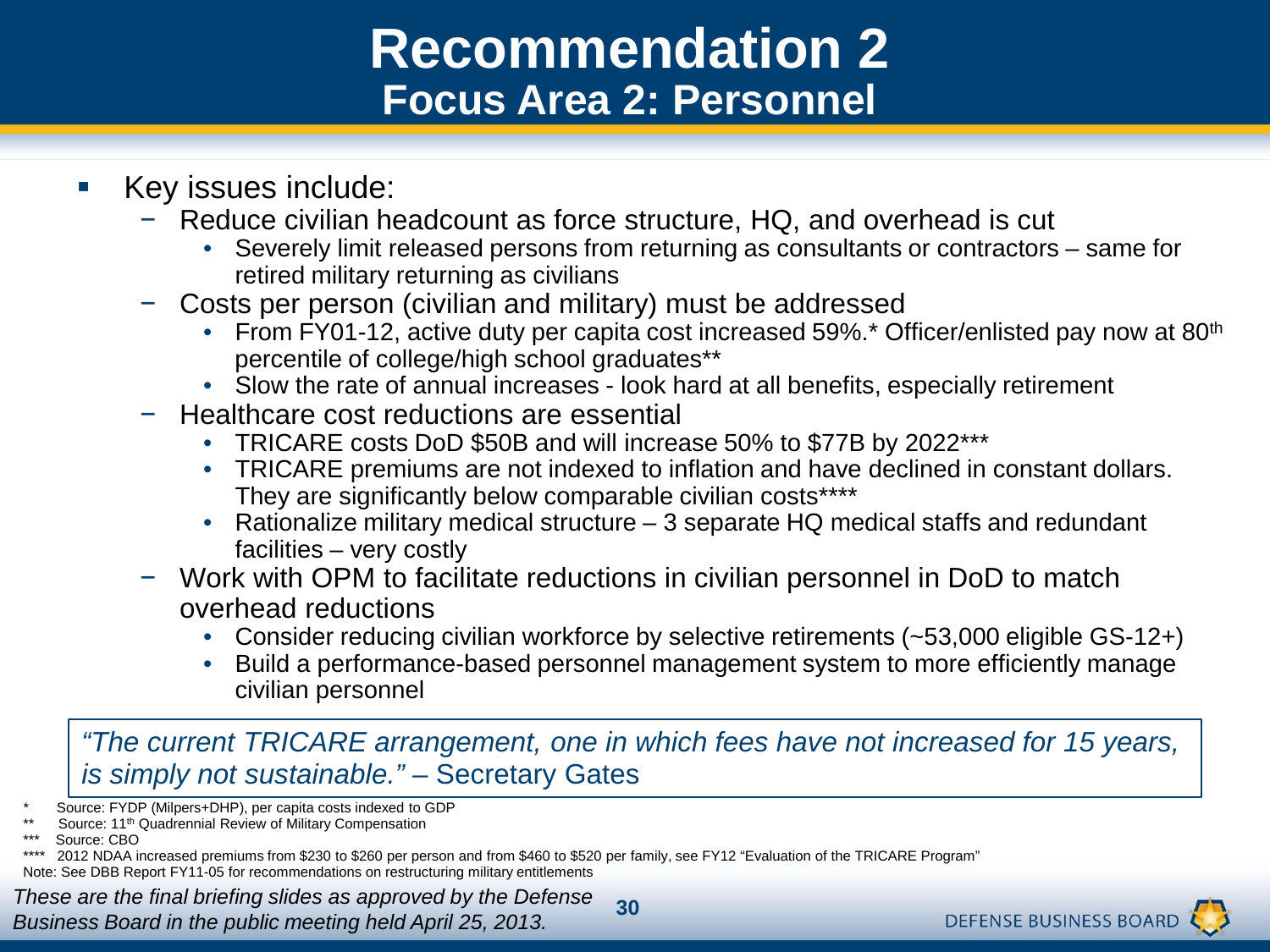# Recommendation 2

## Focus Area 2: Personnel

- Key issues include:
  - Reduce civilian headcount as force structure, HQ, and overhead is cut
    - Severely limit released persons from returning as consultants or contractors – same for retired military returning as civilians
  - Costs per person (civilian and military) must be addressed
    - From FY01-12, active duty per capita cost increased 59%.* Officer/enlisted pay now at 80th percentile of college/high school graduates**
    - Slow the rate of annual increases - look hard at all benefits, especially retirement
  - Healthcare cost reductions are essential
    - TRICARE costs DoD $50B and will increase 50% to $77B by 2022***
    - TRICARE premiums are not indexed to inflation and have declined in constant dollars. They are significantly below comparable civilian costs****
    - Rationalize military medical structure – 3 separate HQ medical staffs and redundant facilities – very costly
  - Work with OPM to facilitate reductions in civilian personnel in DoD to match overhead reductions
    - Consider reducing civilian workforce by selective retirements (~53,000 eligible GS-12+)
    - Build a performance-based personnel management system to more efficiently manage civilian personnel

> *"The current TRICARE arrangement, one in which fees have not increased for 15 years, is simply not sustainable."* – Secretary Gates

\* Source: FYDP (Milpers+DHP), per capita costs indexed to GDP

** Source: 11th Quadrennial Review of Military Compensation

*** Source: CBO

**** 2012 NDAA increased premiums from $230 to $260 per person and from $460 to $520 per family, see FY12 "Evaluation of the TRICARE Program"

Note: See DBB Report FY11-05 for recommendations on restructuring military entitlements

*These are the final briefing slides as approved by the Defense Business Board in the public meeting held April 25, 2013.*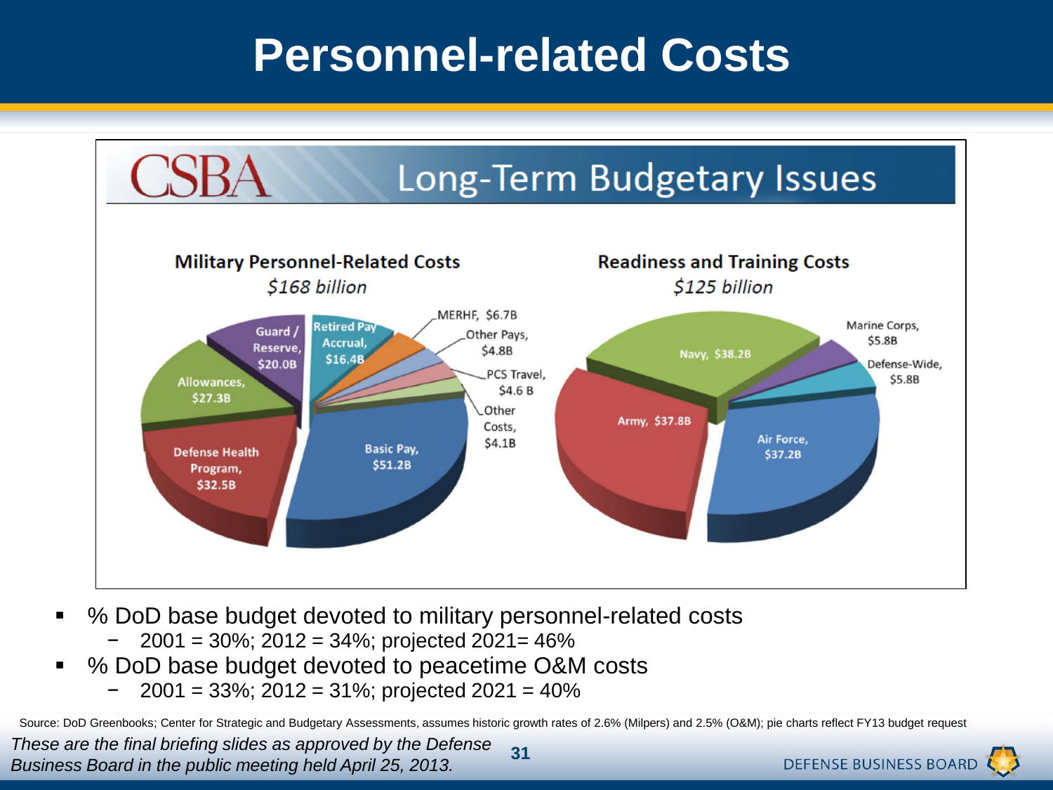# Personnel-related Costs

## CSBA Long-Term Budgetary Issues

### Military Personnel-Related Costs
*$168 billion*

- Basic Pay, $51.2B
- Defense Health Program, $32.5B
- Allowances, $27.3B
- Guard / Reserve, $20.0B
- Retired Pay Accrual, $16.4B
- MERHF, $6.7B
- Other Pays, $4.8B
- PCS Travel, $4.6 B
- Other Costs, $4.1B

### Readiness and Training Costs
*$125 billion*

- Navy, $38.2B
- Army, $37.8B
- Air Force, $37.2B
- Marine Corps, $5.8B
- Defense-Wide, $5.8B

- % DoD base budget devoted to military personnel-related costs
  - 2001 = 30%; 2012 = 34%; projected 2021= 46%
- % DoD base budget devoted to peacetime O&M costs
  - 2001 = 33%; 2012 = 31%; projected 2021 = 40%

Source: DoD Greenbooks; Center for Strategic and Budgetary Assessments, assumes historic growth rates of 2.6% (Milpers) and 2.5% (O&M); pie charts reflect FY13 budget request

*These are the final briefing slides as approved by the Defense Business Board in the public meeting held April 25, 2013.*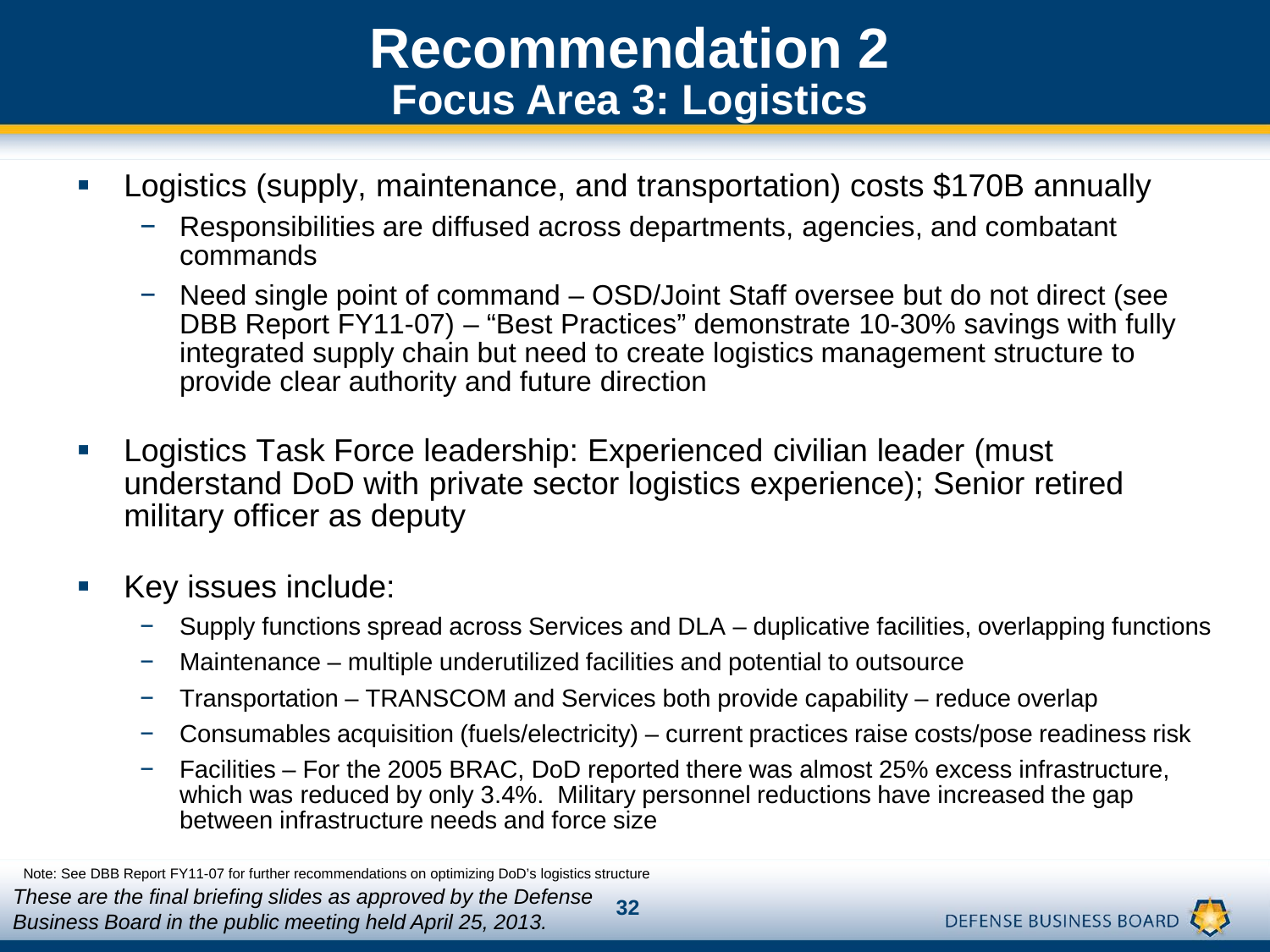# Recommendation 2

## Focus Area 3: Logistics

- Logistics (supply, maintenance, and transportation) costs $170B annually
  - Responsibilities are diffused across departments, agencies, and combatant commands
  - Need single point of command – OSD/Joint Staff oversee but do not direct (see DBB Report FY11-07) – "Best Practices" demonstrate 10-30% savings with fully integrated supply chain but need to create logistics management structure to provide clear authority and future direction
- Logistics Task Force leadership: Experienced civilian leader (must understand DoD with private sector logistics experience); Senior retired military officer as deputy
- Key issues include:
  - Supply functions spread across Services and DLA – duplicative facilities, overlapping functions
  - Maintenance – multiple underutilized facilities and potential to outsource
  - Transportation – TRANSCOM and Services both provide capability – reduce overlap
  - Consumables acquisition (fuels/electricity) – current practices raise costs/pose readiness risk
  - Facilities – For the 2005 BRAC, DoD reported there was almost 25% excess infrastructure, which was reduced by only 3.4%. Military personnel reductions have increased the gap between infrastructure needs and force size

Note: See DBB Report FY11-07 for further recommendations on optimizing DoD's logistics structure

*These are the final briefing slides as approved by the Defense Business Board in the public meeting held April 25, 2013.*

DEFENSE BUSINESS BOARD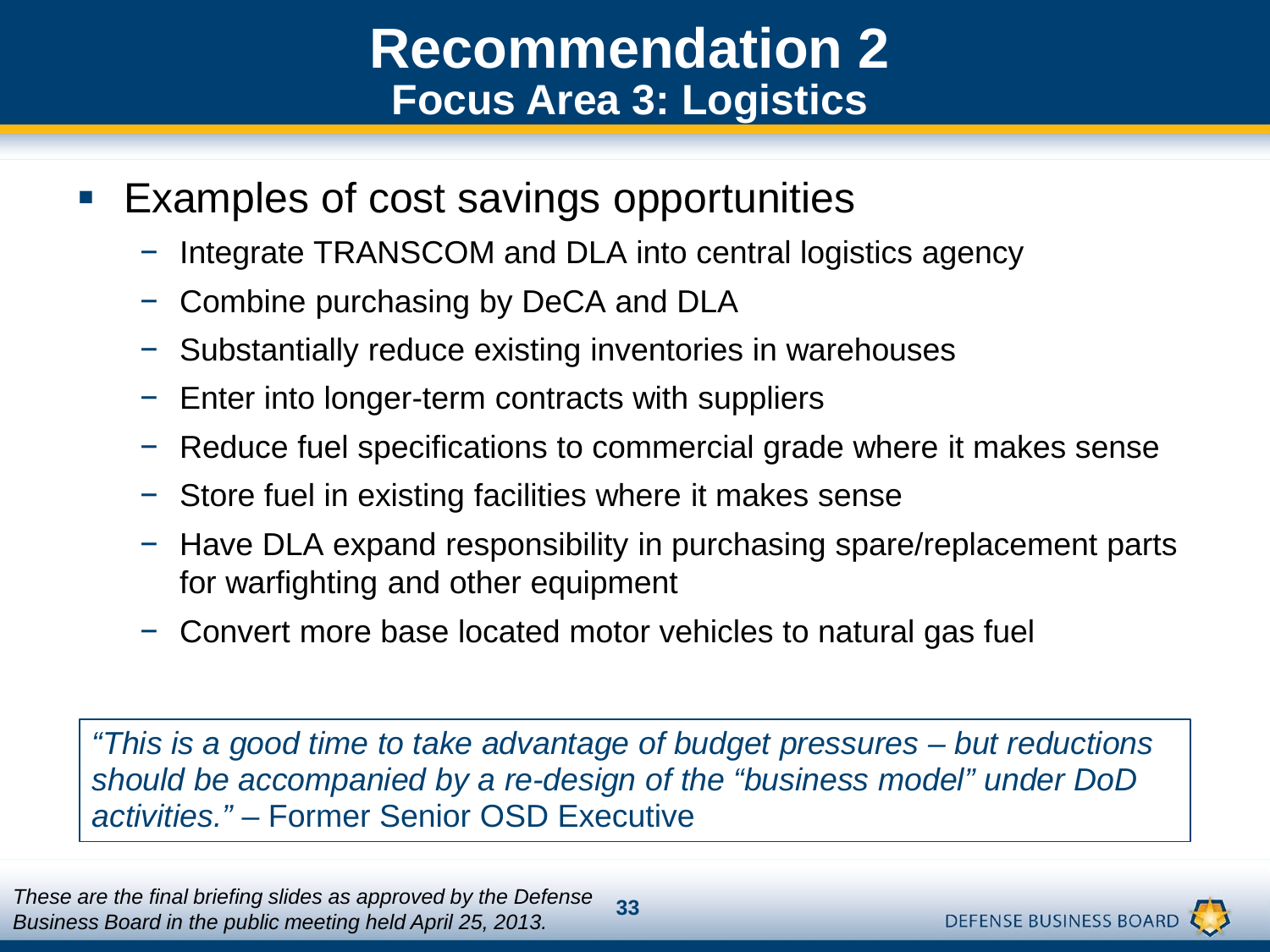# Recommendation 2

## Focus Area 3: Logistics

- Examples of cost savings opportunities
  - Integrate TRANSCOM and DLA into central logistics agency
  - Combine purchasing by DeCA and DLA
  - Substantially reduce existing inventories in warehouses
  - Enter into longer-term contracts with suppliers
  - Reduce fuel specifications to commercial grade where it makes sense
  - Store fuel in existing facilities where it makes sense
  - Have DLA expand responsibility in purchasing spare/replacement parts for warfighting and other equipment
  - Convert more base located motor vehicles to natural gas fuel

> *"This is a good time to take advantage of budget pressures – but reductions should be accompanied by a re-design of the "business model" under DoD activities."* – Former Senior OSD Executive

*These are the final briefing slides as approved by the Defense Business Board in the public meeting held April 25, 2013.*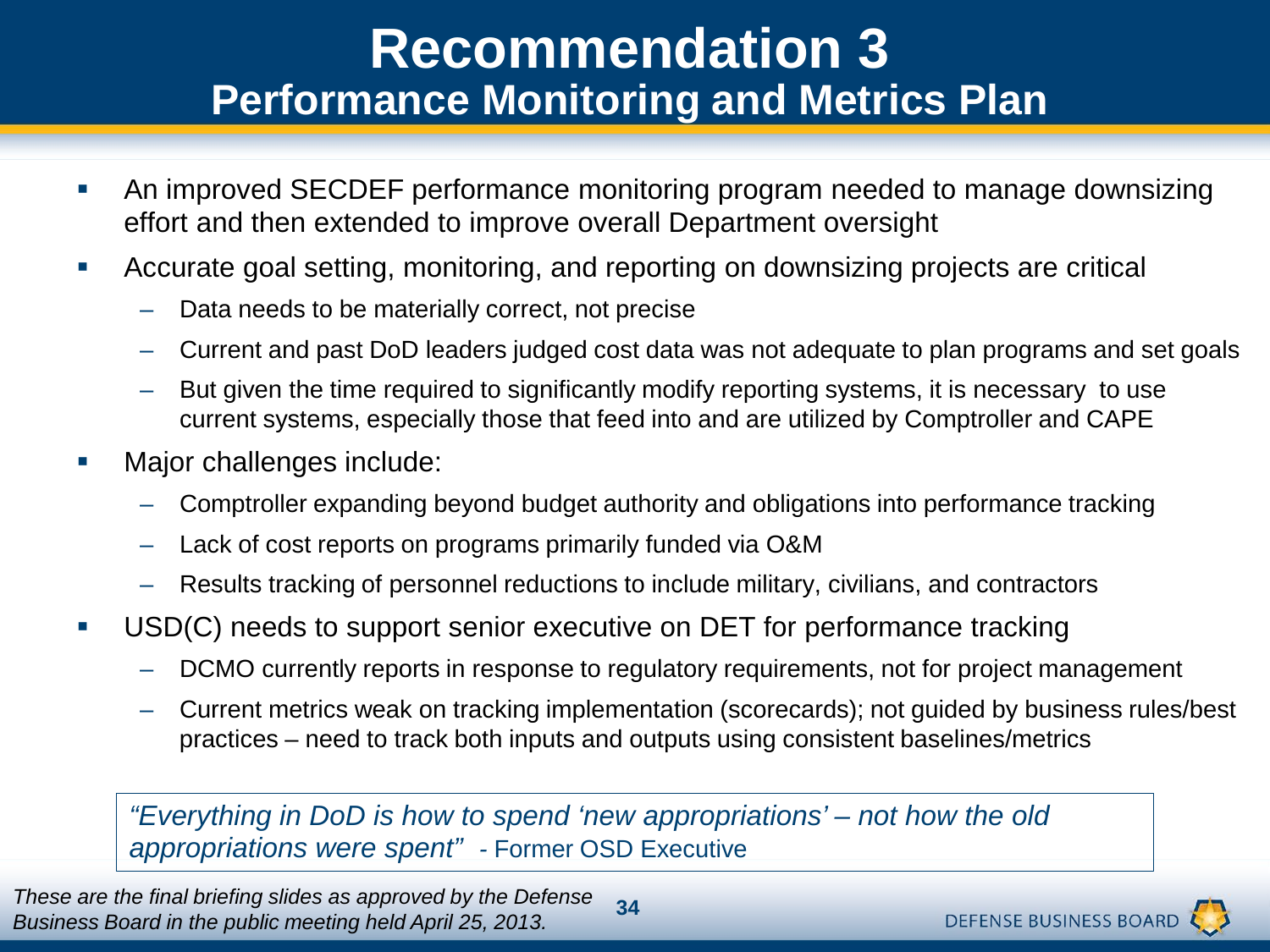# Recommendation 3

## Performance Monitoring and Metrics Plan

- An improved SECDEF performance monitoring program needed to manage downsizing effort and then extended to improve overall Department oversight
- Accurate goal setting, monitoring, and reporting on downsizing projects are critical
  - Data needs to be materially correct, not precise
  - Current and past DoD leaders judged cost data was not adequate to plan programs and set goals
  - But given the time required to significantly modify reporting systems, it is necessary to use current systems, especially those that feed into and are utilized by Comptroller and CAPE
- Major challenges include:
  - Comptroller expanding beyond budget authority and obligations into performance tracking
  - Lack of cost reports on programs primarily funded via O&M
  - Results tracking of personnel reductions to include military, civilians, and contractors
- USD(C) needs to support senior executive on DET for performance tracking
  - DCMO currently reports in response to regulatory requirements, not for project management
  - Current metrics weak on tracking implementation (scorecards); not guided by business rules/best practices – need to track both inputs and outputs using consistent baselines/metrics

> *"Everything in DoD is how to spend 'new appropriations' – not how the old appropriations were spent"* - Former OSD Executive

*These are the final briefing slides as approved by the Defense Business Board in the public meeting held April 25, 2013.*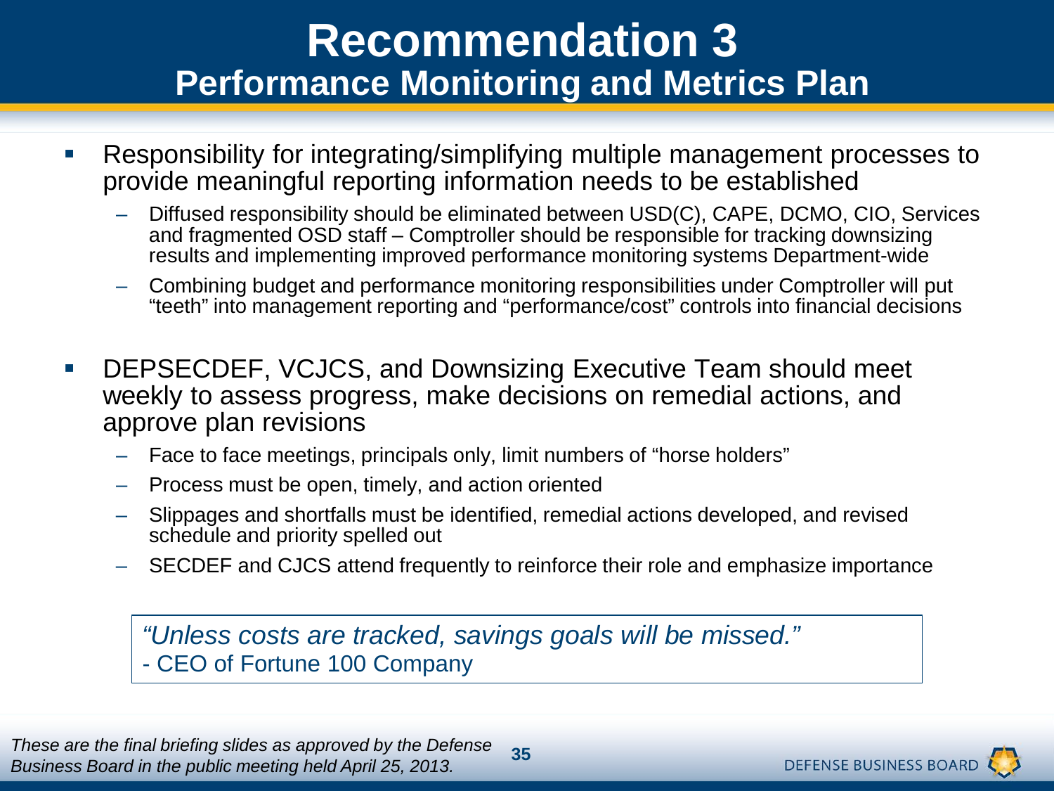# Recommendation 3

## Performance Monitoring and Metrics Plan

- Responsibility for integrating/simplifying multiple management processes to provide meaningful reporting information needs to be established
  - Diffused responsibility should be eliminated between USD(C), CAPE, DCMO, CIO, Services and fragmented OSD staff – Comptroller should be responsible for tracking downsizing results and implementing improved performance monitoring systems Department-wide
  - Combining budget and performance monitoring responsibilities under Comptroller will put "teeth" into management reporting and "performance/cost" controls into financial decisions

- DEPSECDEF, VCJCS, and Downsizing Executive Team should meet weekly to assess progress, make decisions on remedial actions, and approve plan revisions
  - Face to face meetings, principals only, limit numbers of "horse holders"
  - Process must be open, timely, and action oriented
  - Slippages and shortfalls must be identified, remedial actions developed, and revised schedule and priority spelled out
  - SECDEF and CJCS attend frequently to reinforce their role and emphasize importance

> *"Unless costs are tracked, savings goals will be missed."*
> \- CEO of Fortune 100 Company

*These are the final briefing slides as approved by the Defense Business Board in the public meeting held April 25, 2013.*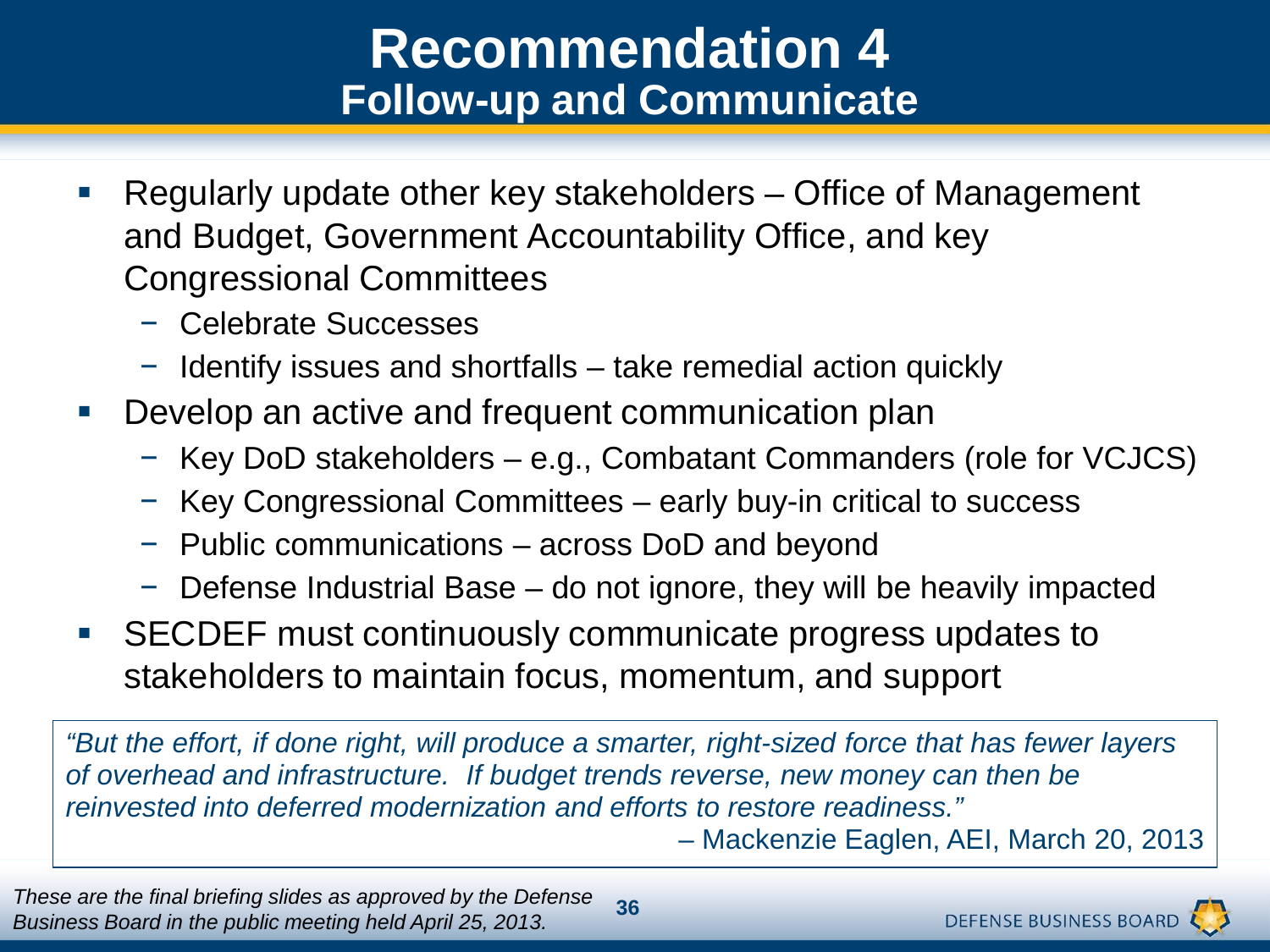# Recommendation 4

## Follow-up and Communicate

- Regularly update other key stakeholders – Office of Management and Budget, Government Accountability Office, and key Congressional Committees
  - Celebrate Successes
  - Identify issues and shortfalls – take remedial action quickly
- Develop an active and frequent communication plan
  - Key DoD stakeholders – e.g., Combatant Commanders (role for VCJCS)
  - Key Congressional Committees – early buy-in critical to success
  - Public communications – across DoD and beyond
  - Defense Industrial Base – do not ignore, they will be heavily impacted
- SECDEF must continuously communicate progress updates to stakeholders to maintain focus, momentum, and support

*"But the effort, if done right, will produce a smarter, right-sized force that has fewer layers of overhead and infrastructure. If budget trends reverse, new money can then be reinvested into deferred modernization and efforts to restore readiness."*

– Mackenzie Eaglen, AEI, March 20, 2013

*These are the final briefing slides as approved by the Defense Business Board in the public meeting held April 25, 2013.*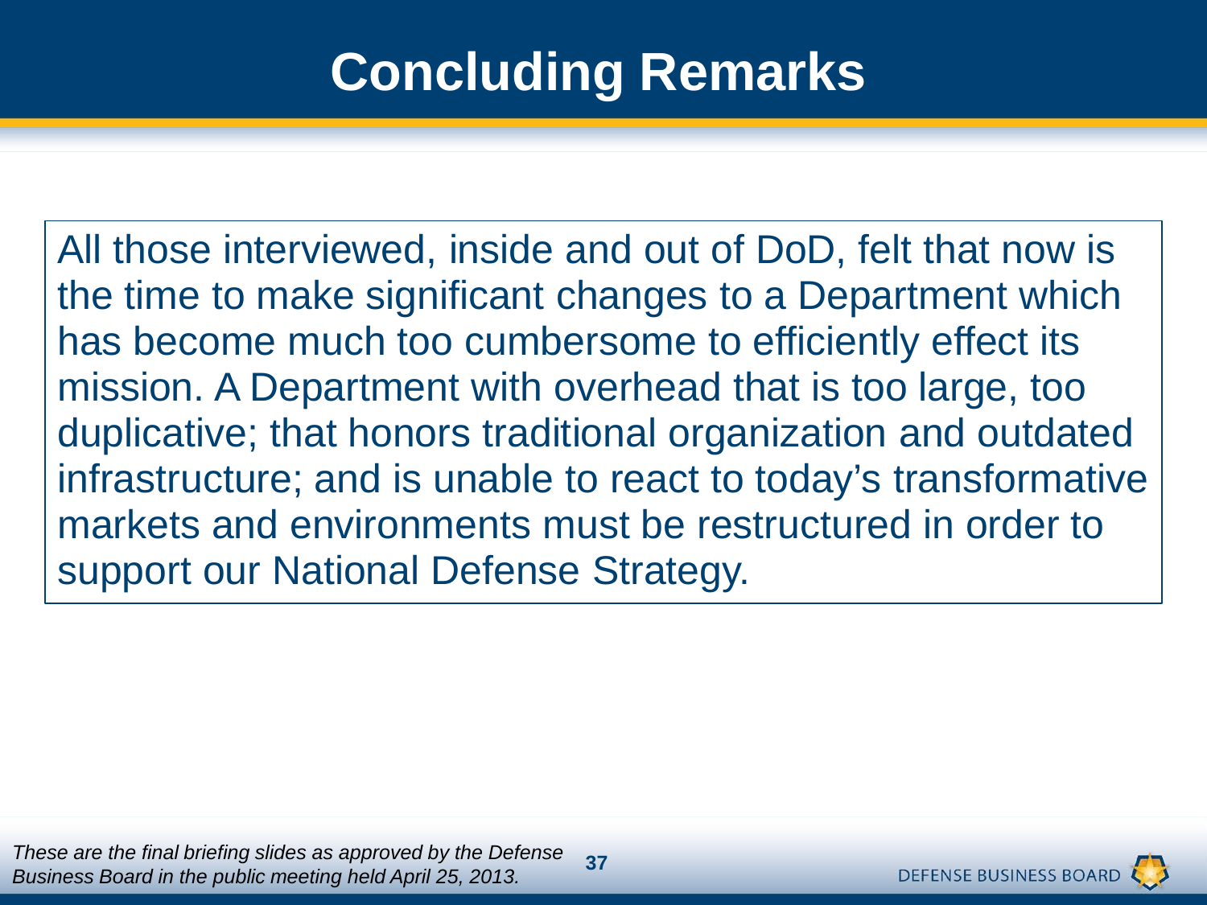# Concluding Remarks

All those interviewed, inside and out of DoD, felt that now is the time to make significant changes to a Department which has become much too cumbersome to efficiently effect its mission. A Department with overhead that is too large, too duplicative; that honors traditional organization and outdated infrastructure; and is unable to react to today's transformative markets and environments must be restructured in order to support our National Defense Strategy.

*These are the final briefing slides as approved by the Defense Business Board in the public meeting held April 25, 2013.*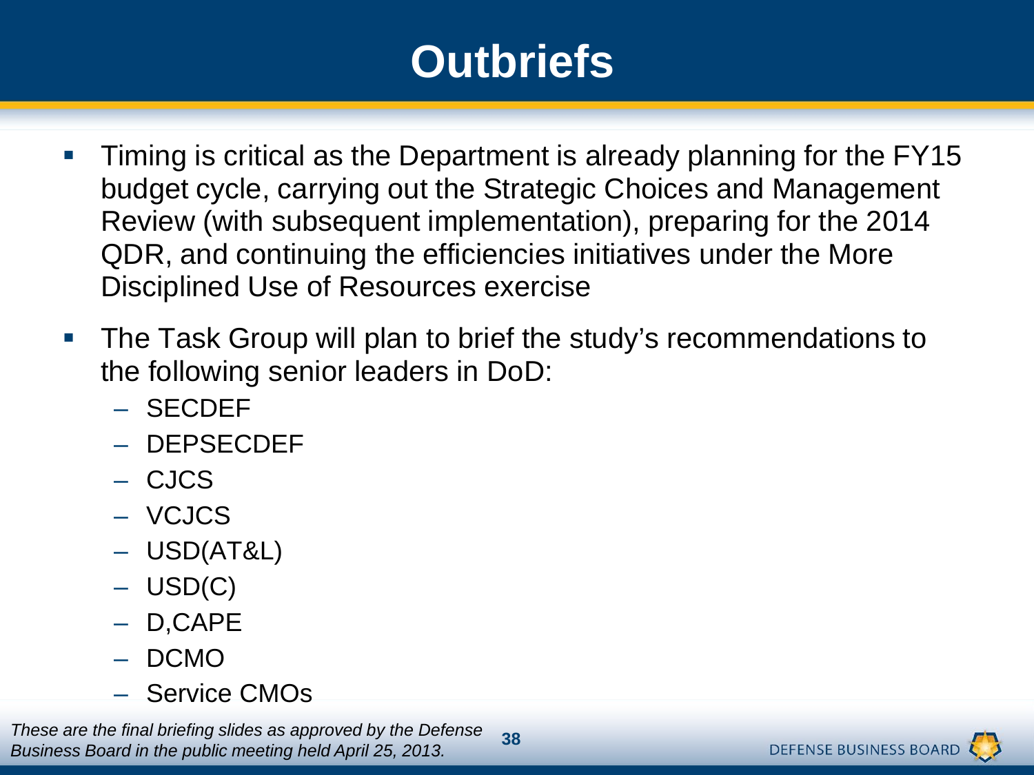# Outbriefs

- Timing is critical as the Department is already planning for the FY15 budget cycle, carrying out the Strategic Choices and Management Review (with subsequent implementation), preparing for the 2014 QDR, and continuing the efficiencies initiatives under the More Disciplined Use of Resources exercise
- The Task Group will plan to brief the study's recommendations to the following senior leaders in DoD:
  - SECDEF
  - DEPSECDEF
  - CJCS
  - VCJCS
  - USD(AT&L)
  - USD(C)
  - D,CAPE
  - DCMO
  - Service CMOs

*These are the final briefing slides as approved by the Defense Business Board in the public meeting held April 25, 2013.*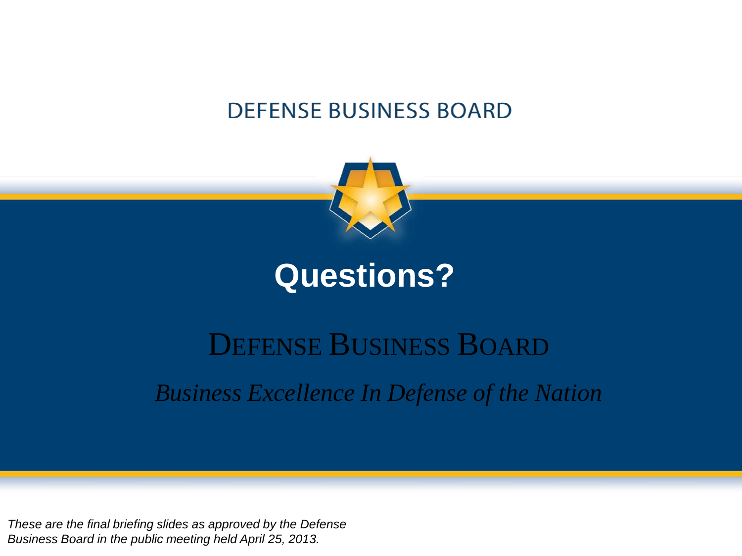DEFENSE BUSINESS BOARD

# Questions?

## DEFENSE BUSINESS BOARD

*Business Excellence In Defense of the Nation*

*These are the final briefing slides as approved by the Defense Business Board in the public meeting held April 25, 2013.*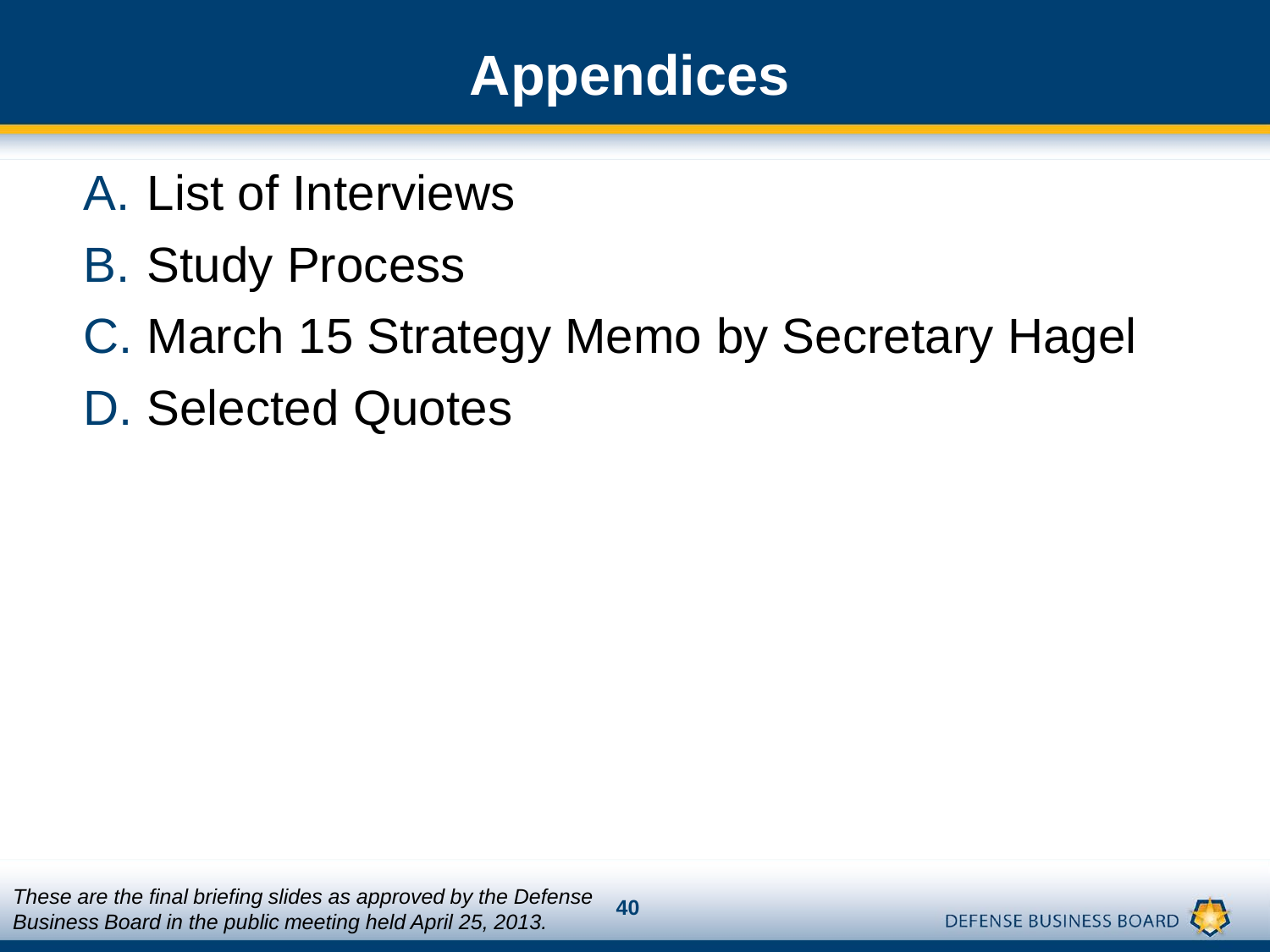# Appendices

A. List of Interviews

B. Study Process

C. March 15 Strategy Memo by Secretary Hagel

D. Selected Quotes

*These are the final briefing slides as approved by the Defense Business Board in the public meeting held April 25, 2013.*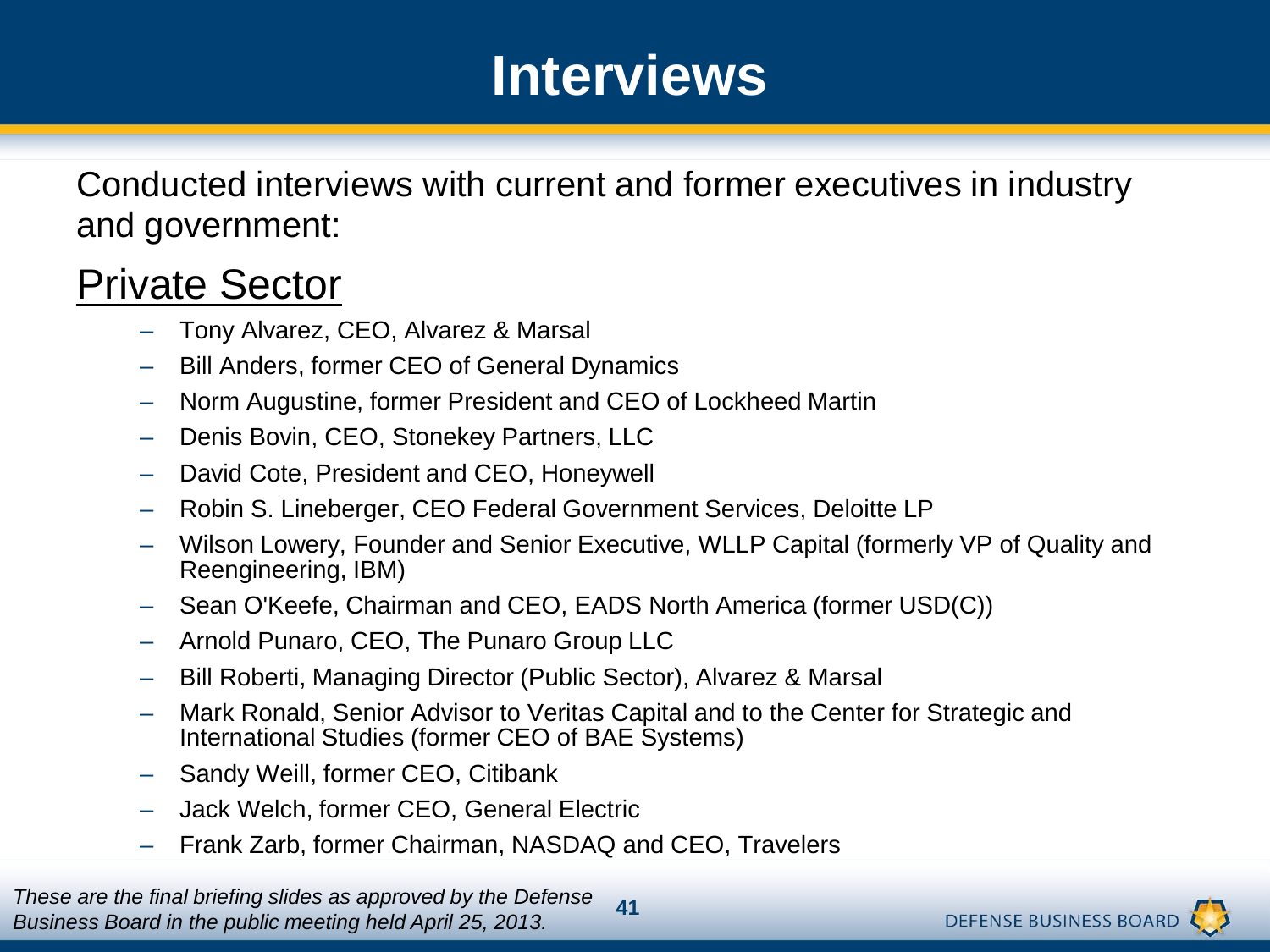# Interviews

Conducted interviews with current and former executives in industry and government:

## Private Sector

- Tony Alvarez, CEO, Alvarez & Marsal
- Bill Anders, former CEO of General Dynamics
- Norm Augustine, former President and CEO of Lockheed Martin
- Denis Bovin, CEO, Stonekey Partners, LLC
- David Cote, President and CEO, Honeywell
- Robin S. Lineberger, CEO Federal Government Services, Deloitte LP
- Wilson Lowery, Founder and Senior Executive, WLLP Capital (formerly VP of Quality and Reengineering, IBM)
- Sean O'Keefe, Chairman and CEO, EADS North America (former USD(C))
- Arnold Punaro, CEO, The Punaro Group LLC
- Bill Roberti, Managing Director (Public Sector), Alvarez & Marsal
- Mark Ronald, Senior Advisor to Veritas Capital and to the Center for Strategic and International Studies (former CEO of BAE Systems)
- Sandy Weill, former CEO, Citibank
- Jack Welch, former CEO, General Electric
- Frank Zarb, former Chairman, NASDAQ and CEO, Travelers

*These are the final briefing slides as approved by the Defense Business Board in the public meeting held April 25, 2013.*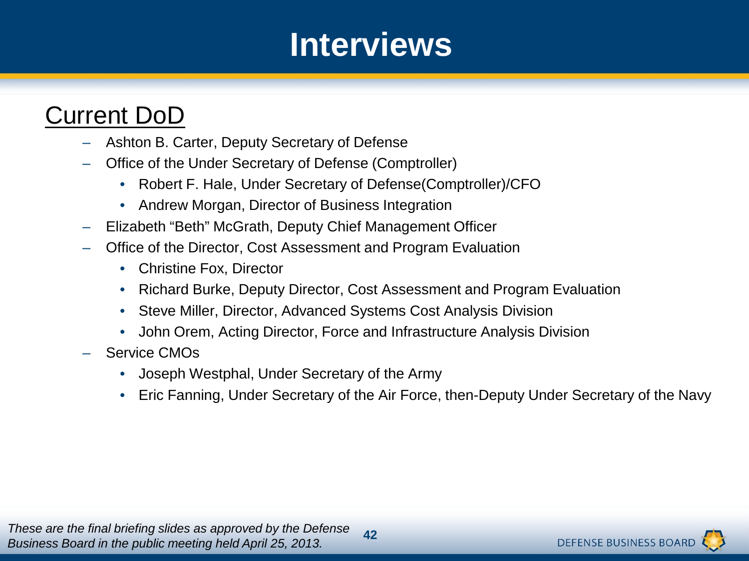# Interviews

## Current DoD

- Ashton B. Carter, Deputy Secretary of Defense
- Office of the Under Secretary of Defense (Comptroller)
  - Robert F. Hale, Under Secretary of Defense(Comptroller)/CFO
  - Andrew Morgan, Director of Business Integration
- Elizabeth “Beth” McGrath, Deputy Chief Management Officer
- Office of the Director, Cost Assessment and Program Evaluation
  - Christine Fox, Director
  - Richard Burke, Deputy Director, Cost Assessment and Program Evaluation
  - Steve Miller, Director, Advanced Systems Cost Analysis Division
  - John Orem, Acting Director, Force and Infrastructure Analysis Division
- Service CMOs
  - Joseph Westphal, Under Secretary of the Army
  - Eric Fanning, Under Secretary of the Air Force, then-Deputy Under Secretary of the Navy

*These are the final briefing slides as approved by the Defense Business Board in the public meeting held April 25, 2013.*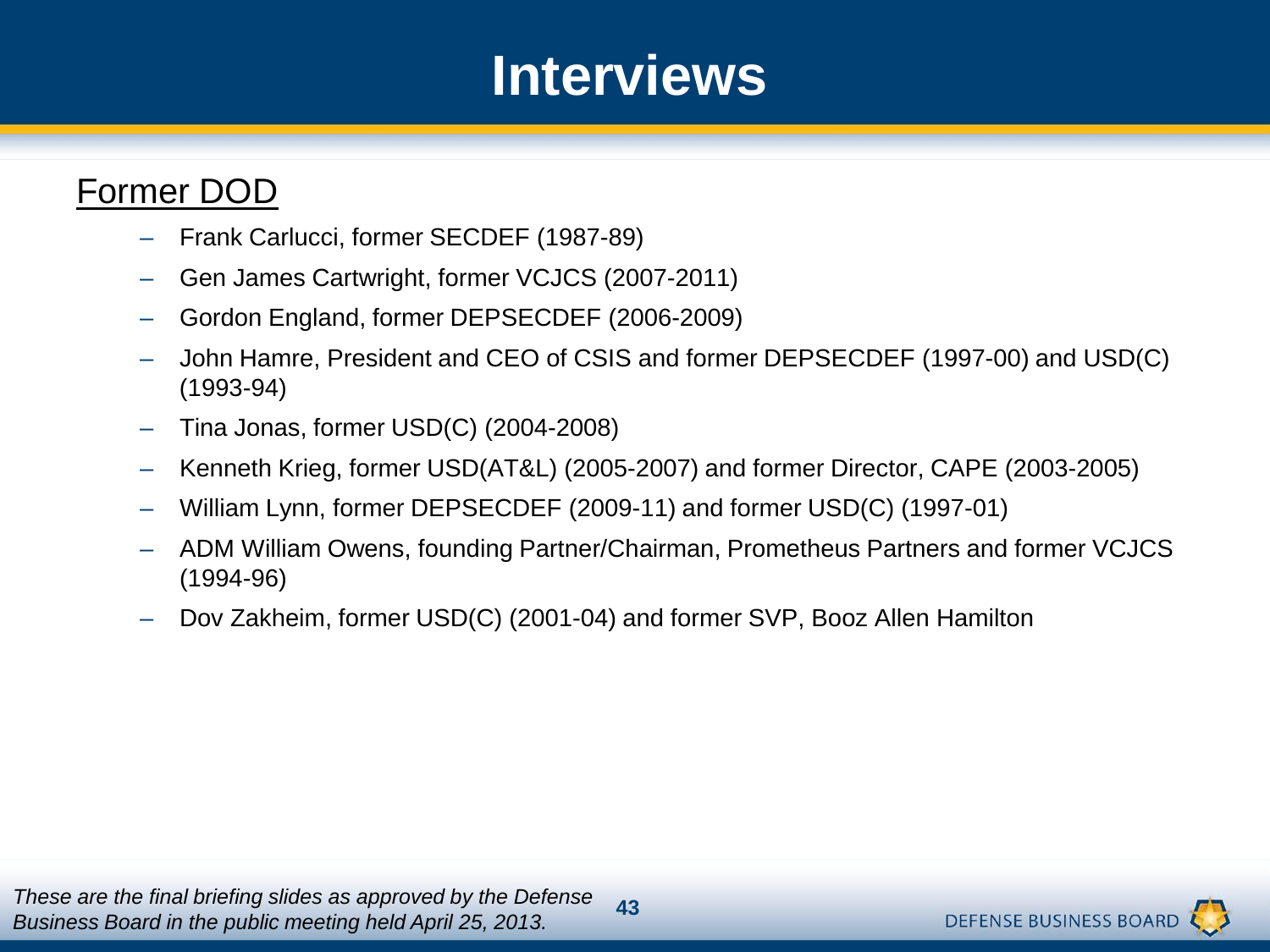# Interviews

## Former DOD

- Frank Carlucci, former SECDEF (1987-89)
- Gen James Cartwright, former VCJCS (2007-2011)
- Gordon England, former DEPSECDEF (2006-2009)
- John Hamre, President and CEO of CSIS and former DEPSECDEF (1997-00) and USD(C) (1993-94)
- Tina Jonas, former USD(C) (2004-2008)
- Kenneth Krieg, former USD(AT&L) (2005-2007) and former Director, CAPE (2003-2005)
- William Lynn, former DEPSECDEF (2009-11) and former USD(C) (1997-01)
- ADM William Owens, founding Partner/Chairman, Prometheus Partners and former VCJCS (1994-96)
- Dov Zakheim, former USD(C) (2001-04) and former SVP, Booz Allen Hamilton

*These are the final briefing slides as approved by the Defense Business Board in the public meeting held April 25, 2013.*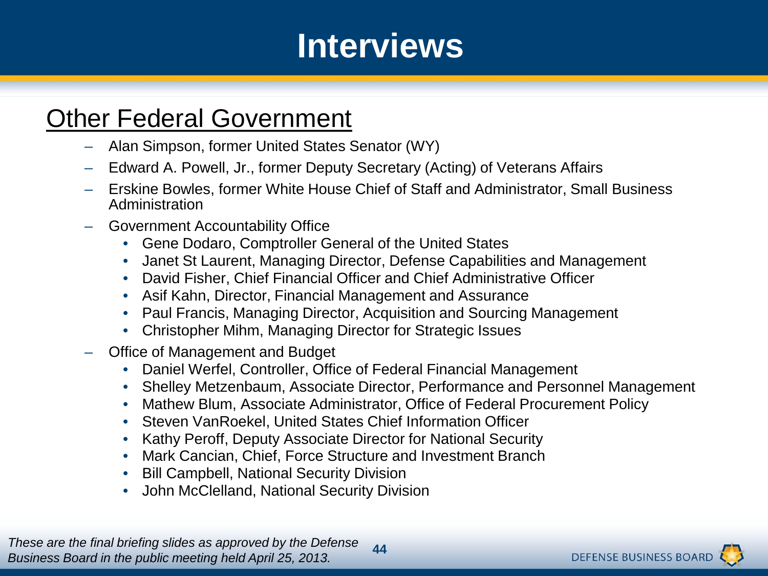# Interviews

## Other Federal Government

- Alan Simpson, former United States Senator (WY)
- Edward A. Powell, Jr., former Deputy Secretary (Acting) of Veterans Affairs
- Erskine Bowles, former White House Chief of Staff and Administrator, Small Business Administration
- Government Accountability Office
  - Gene Dodaro, Comptroller General of the United States
  - Janet St Laurent, Managing Director, Defense Capabilities and Management
  - David Fisher, Chief Financial Officer and Chief Administrative Officer
  - Asif Kahn, Director, Financial Management and Assurance
  - Paul Francis, Managing Director, Acquisition and Sourcing Management
  - Christopher Mihm, Managing Director for Strategic Issues
- Office of Management and Budget
  - Daniel Werfel, Controller, Office of Federal Financial Management
  - Shelley Metzenbaum, Associate Director, Performance and Personnel Management
  - Mathew Blum, Associate Administrator, Office of Federal Procurement Policy
  - Steven VanRoekel, United States Chief Information Officer
  - Kathy Peroff, Deputy Associate Director for National Security
  - Mark Cancian, Chief, Force Structure and Investment Branch
  - Bill Campbell, National Security Division
  - John McClelland, National Security Division

*These are the final briefing slides as approved by the Defense Business Board in the public meeting held April 25, 2013.*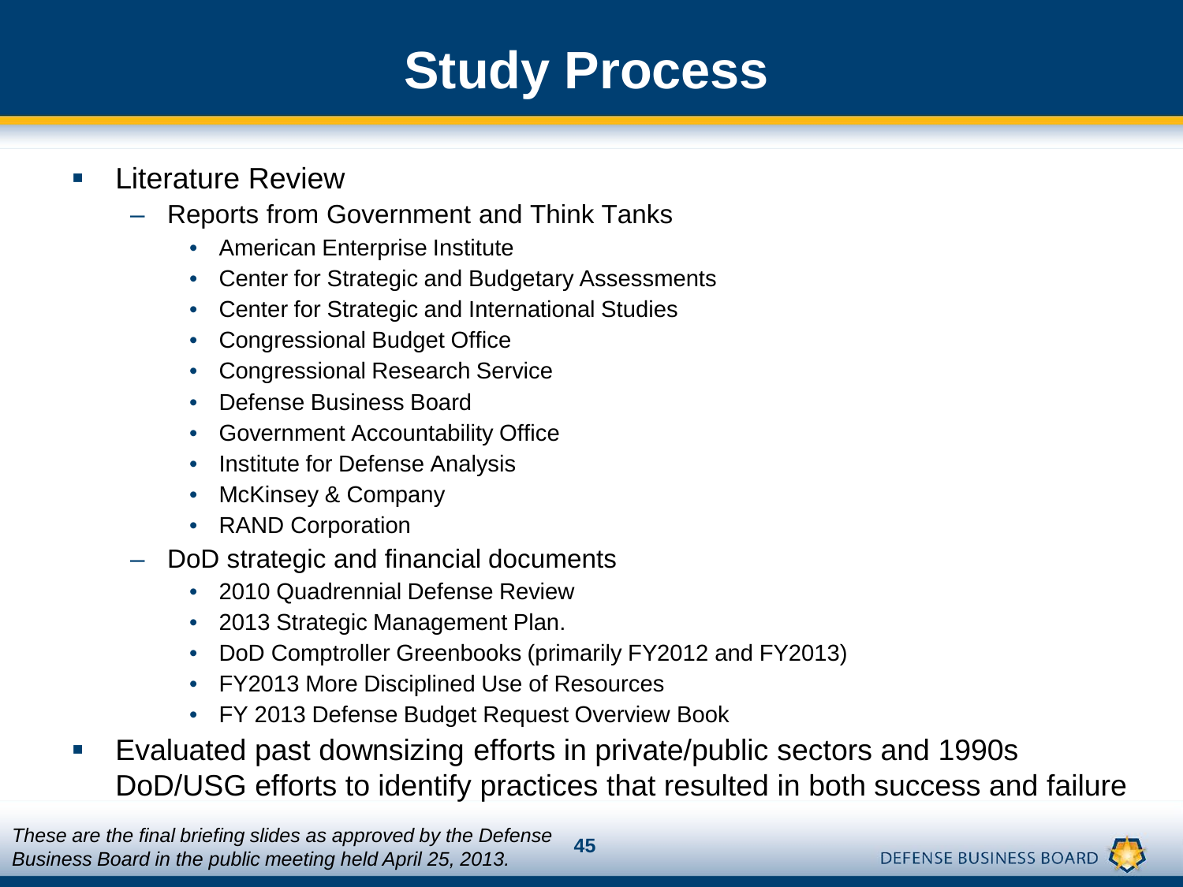# Study Process

- Literature Review
  - Reports from Government and Think Tanks
    - American Enterprise Institute
    - Center for Strategic and Budgetary Assessments
    - Center for Strategic and International Studies
    - Congressional Budget Office
    - Congressional Research Service
    - Defense Business Board
    - Government Accountability Office
    - Institute for Defense Analysis
    - McKinsey & Company
    - RAND Corporation
  - DoD strategic and financial documents
    - 2010 Quadrennial Defense Review
    - 2013 Strategic Management Plan.
    - DoD Comptroller Greenbooks (primarily FY2012 and FY2013)
    - FY2013 More Disciplined Use of Resources
    - FY 2013 Defense Budget Request Overview Book
- Evaluated past downsizing efforts in private/public sectors and 1990s DoD/USG efforts to identify practices that resulted in both success and failure

*These are the final briefing slides as approved by the Defense Business Board in the public meeting held April 25, 2013.*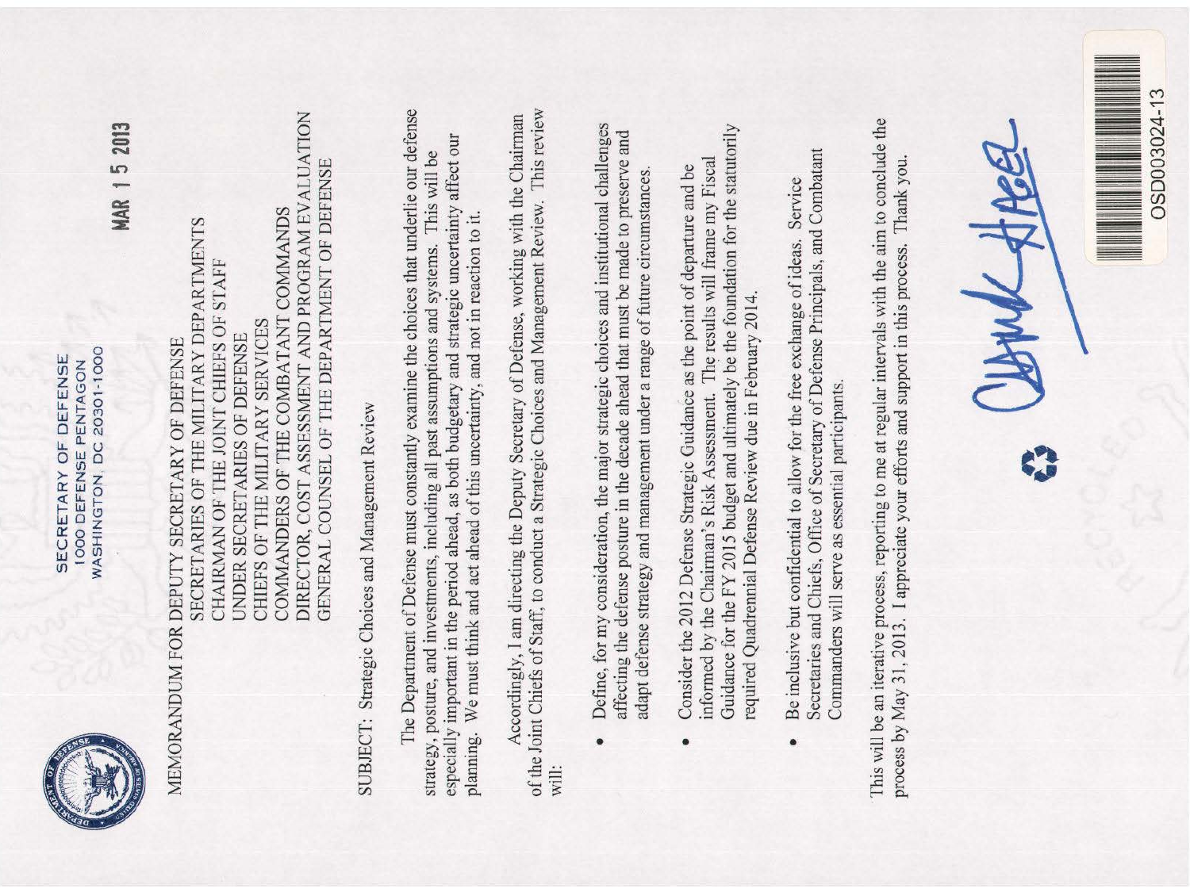SECRETARY OF DEFENSE
1000 DEFENSE PENTAGON
WASHINGTON, DC 20301-1000

MAR 15 2013

MEMORANDUM FOR DEPUTY SECRETARY OF DEFENSE
SECRETARIES OF THE MILITARY DEPARTMENTS
CHAIRMAN OF THE JOINT CHIEFS OF STAFF
UNDER SECRETARIES OF DEFENSE
CHIEFS OF THE MILITARY SERVICES
COMMANDERS OF THE COMBATANT COMMANDS
DIRECTOR, COST ASSESSMENT AND PROGRAM EVALUATION
GENERAL COUNSEL OF THE DEPARTMENT OF DEFENSE

SUBJECT: Strategic Choices and Management Review

The Department of Defense must constantly examine the choices that underlie our defense strategy, posture, and investments, including all past assumptions and systems. This will be especially important in the period ahead, as both budgetary and strategic uncertainty affect our planning. We must think and act ahead of this uncertainty, and not in reaction to it.

Accordingly, I am directing the Deputy Secretary of Defense, working with the Chairman of the Joint Chiefs of Staff, to conduct a Strategic Choices and Management Review. This review will:

- Define, for my consideration, the major strategic choices and institutional challenges affecting the defense posture in the decade ahead that must be made to preserve and adapt defense strategy and management under a range of future circumstances.
- Consider the 2012 Defense Strategic Guidance as the point of departure and be informed by the Chairman's Risk Assessment. The results will frame my Fiscal Guidance for the FY 2015 budget and ultimately be the foundation for the statutorily required Quadrennial Defense Review due in February 2014.
- Be inclusive but confidential to allow for the free exchange of ideas. Service Secretaries and Chiefs, Office of Secretary of Defense Principals, and Combatant Commanders will serve as essential participants.

This will be an iterative process, reporting to me at regular intervals with the aim to conclude the process by May 31, 2013. I appreciate your efforts and support in this process. Thank you.

Chuck Hagel

OSD003024-13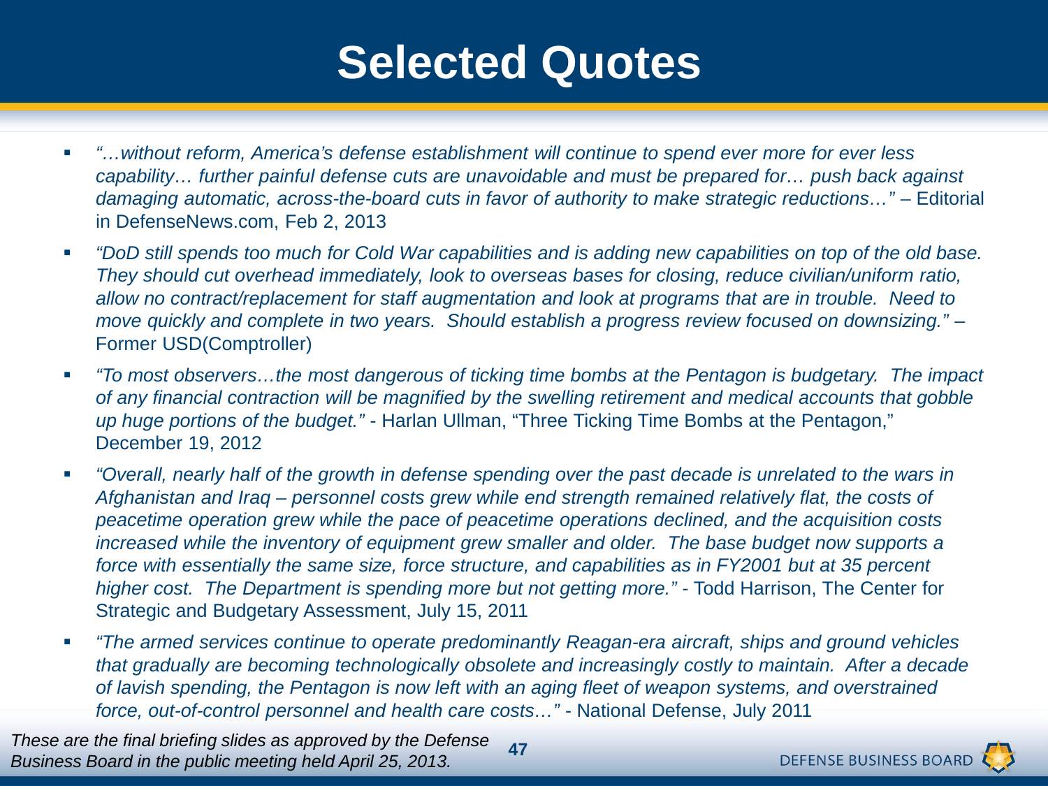# Selected Quotes

- *"…without reform, America's defense establishment will continue to spend ever more for ever less capability… further painful defense cuts are unavoidable and must be prepared for… push back against damaging automatic, across-the-board cuts in favor of authority to make strategic reductions…"* – Editorial in DefenseNews.com, Feb 2, 2013
- *"DoD still spends too much for Cold War capabilities and is adding new capabilities on top of the old base. They should cut overhead immediately, look to overseas bases for closing, reduce civilian/uniform ratio, allow no contract/replacement for staff augmentation and look at programs that are in trouble. Need to move quickly and complete in two years. Should establish a progress review focused on downsizing."* – Former USD(Comptroller)
- *"To most observers…the most dangerous of ticking time bombs at the Pentagon is budgetary. The impact of any financial contraction will be magnified by the swelling retirement and medical accounts that gobble up huge portions of the budget."* - Harlan Ullman, "Three Ticking Time Bombs at the Pentagon," December 19, 2012
- *"Overall, nearly half of the growth in defense spending over the past decade is unrelated to the wars in Afghanistan and Iraq – personnel costs grew while end strength remained relatively flat, the costs of peacetime operation grew while the pace of peacetime operations declined, and the acquisition costs increased while the inventory of equipment grew smaller and older. The base budget now supports a force with essentially the same size, force structure, and capabilities as in FY2001 but at 35 percent higher cost. The Department is spending more but not getting more."* - Todd Harrison, The Center for Strategic and Budgetary Assessment, July 15, 2011
- *"The armed services continue to operate predominantly Reagan-era aircraft, ships and ground vehicles that gradually are becoming technologically obsolete and increasingly costly to maintain. After a decade of lavish spending, the Pentagon is now left with an aging fleet of weapon systems, and overstrained force, out-of-control personnel and health care costs…"* - National Defense, July 2011

*These are the final briefing slides as approved by the Defense Business Board in the public meeting held April 25, 2013.*